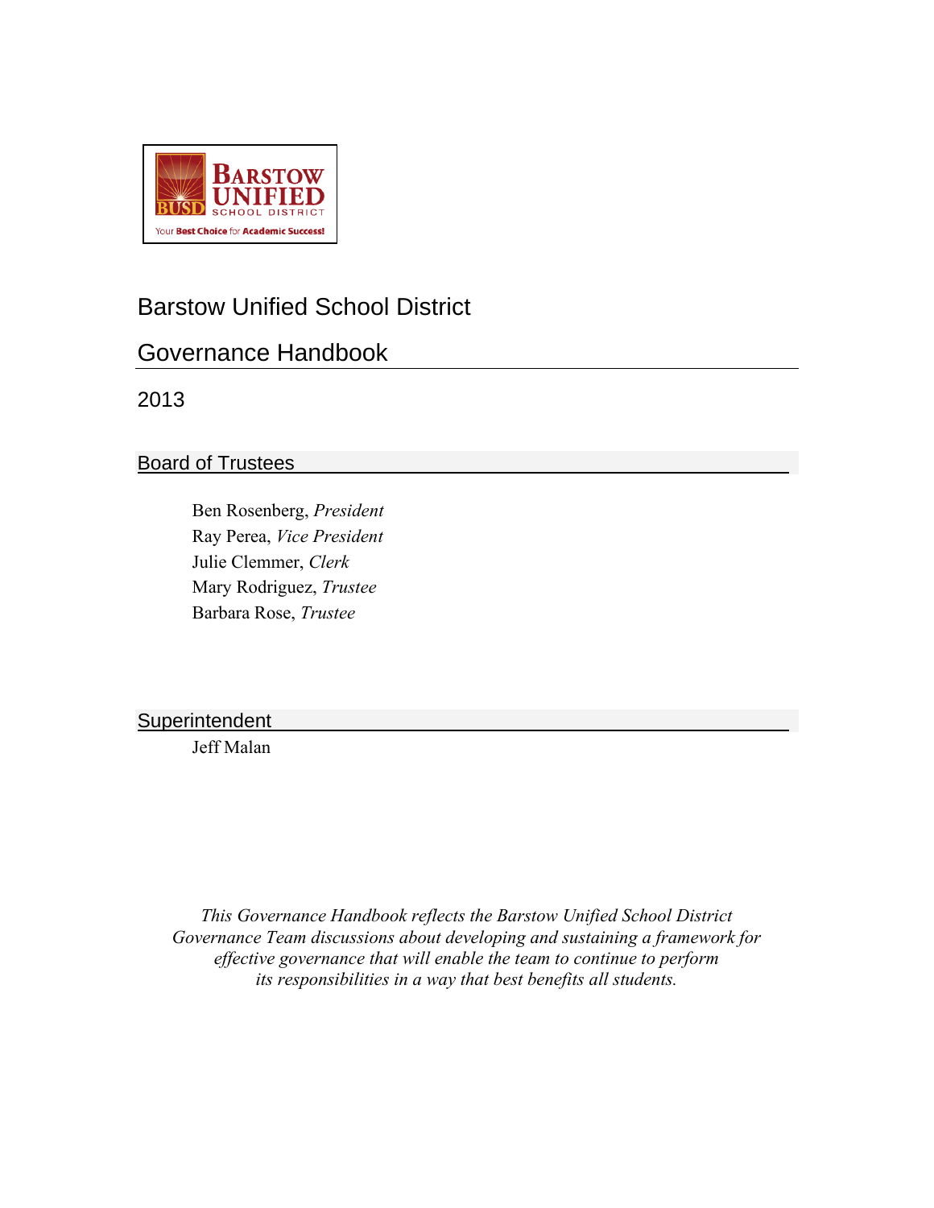# Barstow Unified School District

## Governance Handbook

2013

### Board of Trustees

Ben Rosenberg, *President*
Ray Perea, *Vice President*
Julie Clemmer, *Clerk*
Mary Rodriguez, *Trustee*
Barbara Rose, *Trustee*

### Superintendent

Jeff Malan

*This Governance Handbook reflects the Barstow Unified School District Governance Team discussions about developing and sustaining a framework for effective governance that will enable the team to continue to perform its responsibilities in a way that best benefits all students.*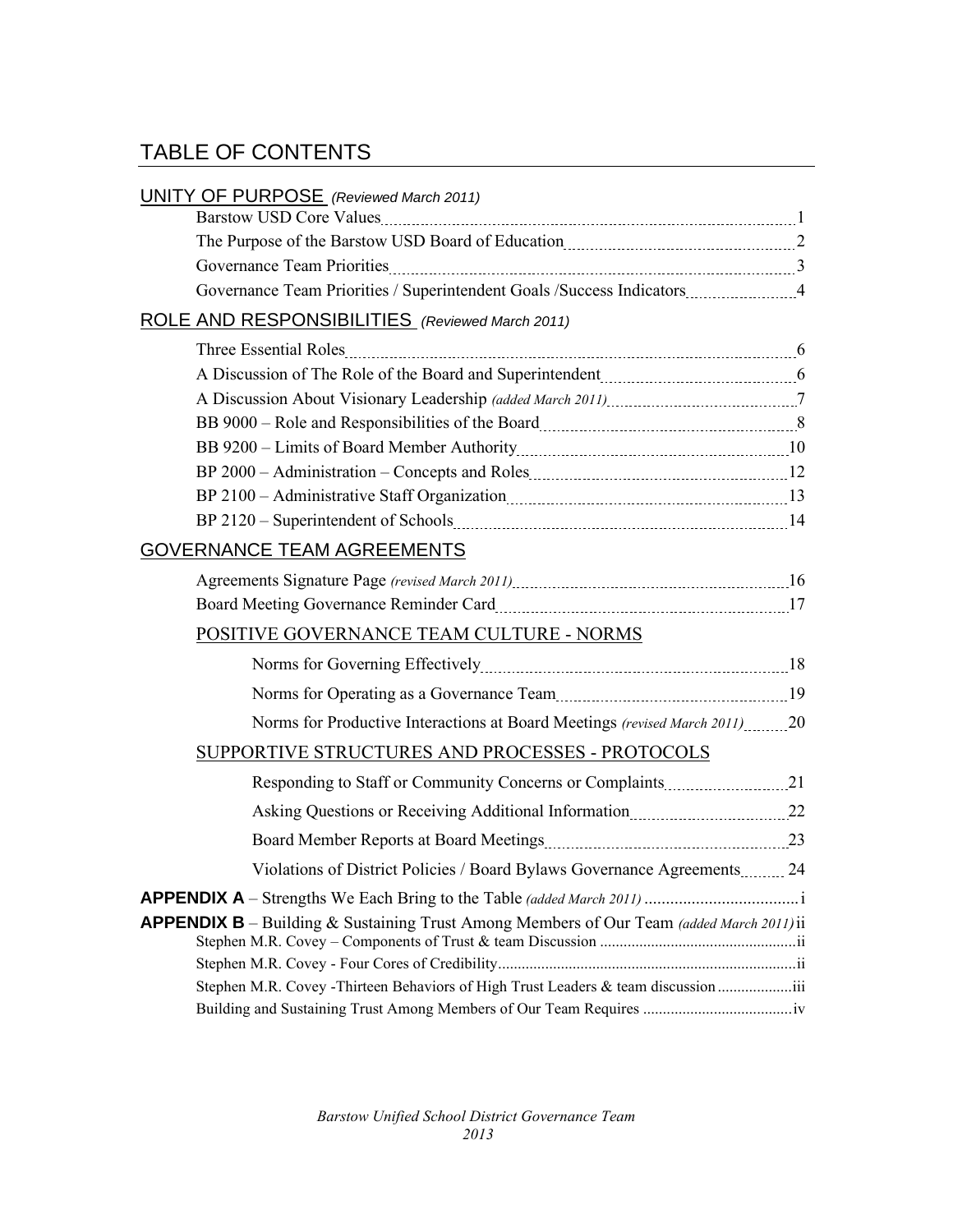# TABLE OF CONTENTS

## UNITY OF PURPOSE *(Reviewed March 2011)*

- Barstow USD Core Values ... 1
- The Purpose of the Barstow USD Board of Education ... 2
- Governance Team Priorities ... 3
- Governance Team Priorities / Superintendent Goals /Success Indicators ... 4

## ROLE AND RESPONSIBILITIES *(Reviewed March 2011)*

- Three Essential Roles ... 6
- A Discussion of The Role of the Board and Superintendent ... 6
- A Discussion About Visionary Leadership *(added March 2011)* ... 7
- BB 9000 – Role and Responsibilities of the Board ... 8
- BB 9200 – Limits of Board Member Authority ... 10
- BP 2000 – Administration – Concepts and Roles ... 12
- BP 2100 – Administrative Staff Organization ... 13
- BP 2120 – Superintendent of Schools ... 14

## GOVERNANCE TEAM AGREEMENTS

- Agreements Signature Page *(revised March 2011)* ... 16
- Board Meeting Governance Reminder Card ... 17

### POSITIVE GOVERNANCE TEAM CULTURE - NORMS

- Norms for Governing Effectively ... 18
- Norms for Operating as a Governance Team ... 19
- Norms for Productive Interactions at Board Meetings *(revised March 2011)* ... 20

### SUPPORTIVE STRUCTURES AND PROCESSES - PROTOCOLS

- Responding to Staff or Community Concerns or Complaints ... 21
- Asking Questions or Receiving Additional Information ... 22
- Board Member Reports at Board Meetings ... 23
- Violations of District Policies / Board Bylaws Governance Agreements ... 24

**APPENDIX A** – Strengths We Each Bring to the Table *(added March 2011)* ... i

**APPENDIX B** – Building & Sustaining Trust Among Members of Our Team *(added March 2011)* ii

- Stephen M.R. Covey – Components of Trust & team Discussion ... ii
- Stephen M.R. Covey - Four Cores of Credibility ... ii
- Stephen M.R. Covey -Thirteen Behaviors of High Trust Leaders & team discussion ... iii
- Building and Sustaining Trust Among Members of Our Team Requires ... iv

*Barstow Unified School District Governance Team*
*2013*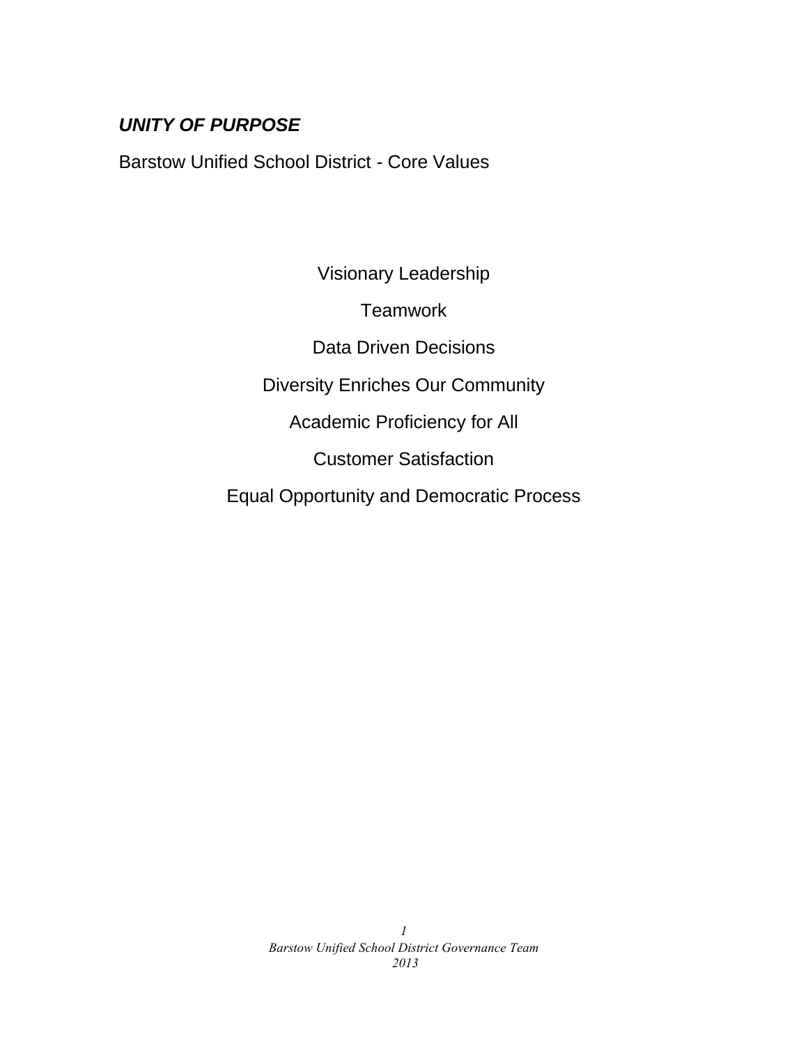***UNITY OF PURPOSE***

Barstow Unified School District - Core Values

Visionary Leadership

Teamwork

Data Driven Decisions

Diversity Enriches Our Community

Academic Proficiency for All

Customer Satisfaction

Equal Opportunity and Democratic Process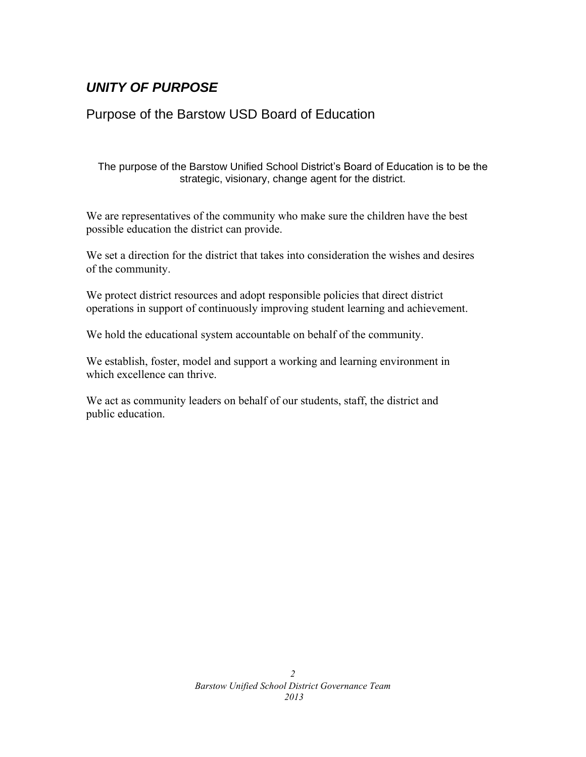## ***UNITY OF PURPOSE***

### Purpose of the Barstow USD Board of Education

The purpose of the Barstow Unified School District's Board of Education is to be the strategic, visionary, change agent for the district.

We are representatives of the community who make sure the children have the best possible education the district can provide.

We set a direction for the district that takes into consideration the wishes and desires of the community.

We protect district resources and adopt responsible policies that direct district operations in support of continuously improving student learning and achievement.

We hold the educational system accountable on behalf of the community.

We establish, foster, model and support a working and learning environment in which excellence can thrive.

We act as community leaders on behalf of our students, staff, the district and public education.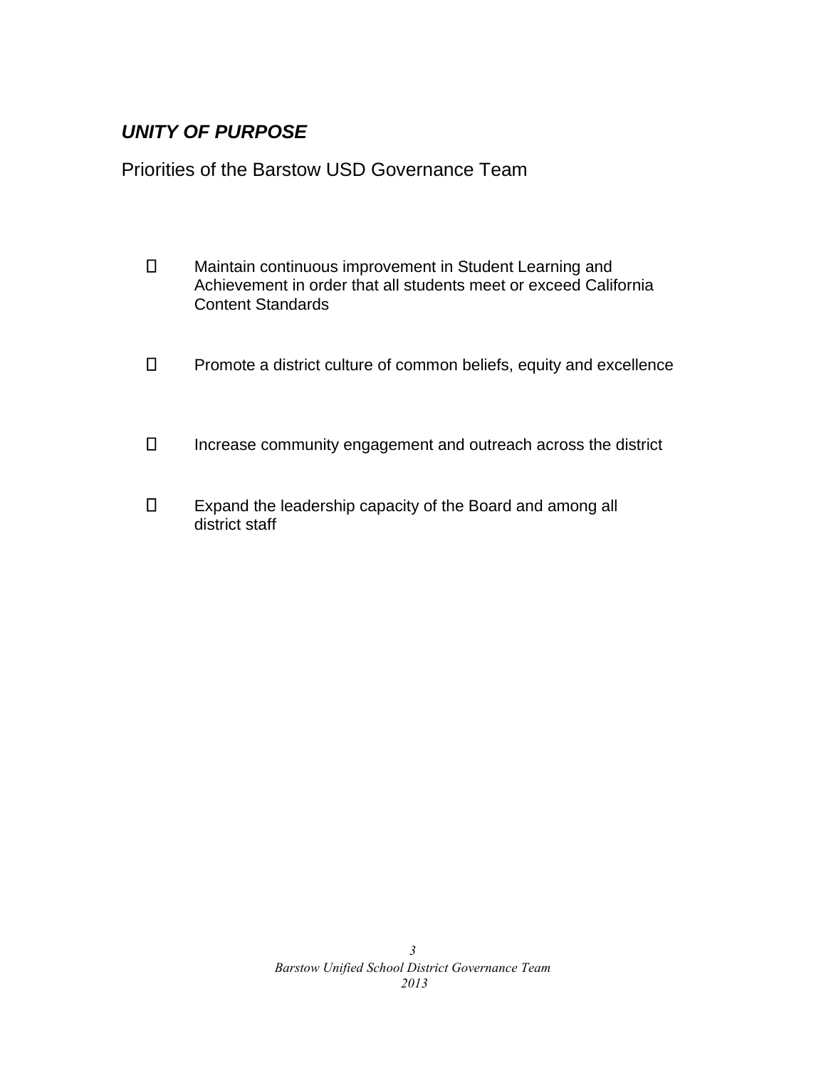***UNITY OF PURPOSE***

Priorities of the Barstow USD Governance Team

- Maintain continuous improvement in Student Learning and Achievement in order that all students meet or exceed California Content Standards

- Promote a district culture of common beliefs, equity and excellence

- Increase community engagement and outreach across the district

- Expand the leadership capacity of the Board and among all district staff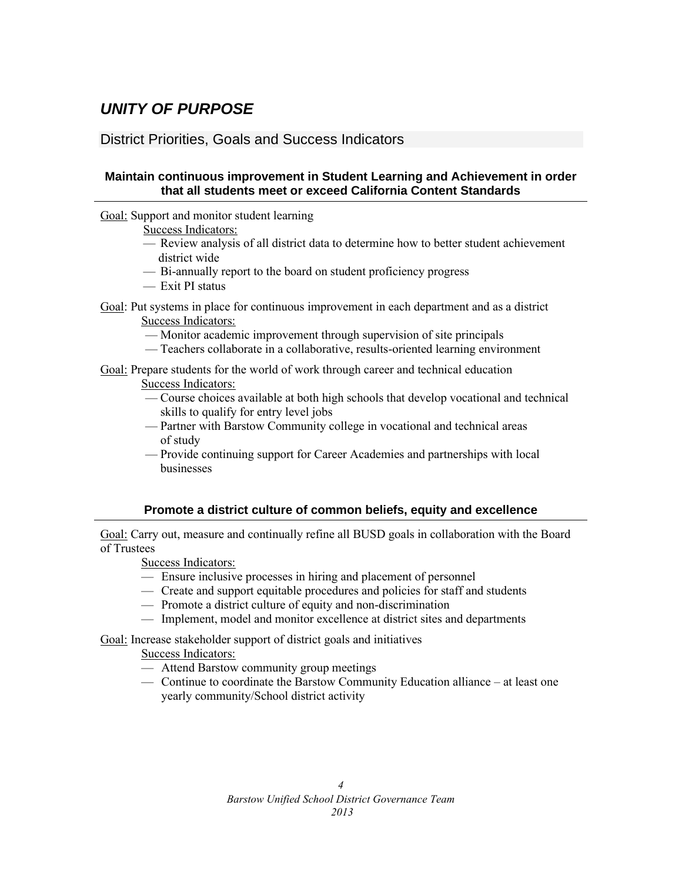# *UNITY OF PURPOSE*

## District Priorities, Goals and Success Indicators

### Maintain continuous improvement in Student Learning and Achievement in order that all students meet or exceed California Content Standards

Goal: Support and monitor student learning

Success Indicators:

- Review analysis of all district data to determine how to better student achievement district wide
- Bi-annually report to the board on student proficiency progress
- Exit PI status

Goal: Put systems in place for continuous improvement in each department and as a district

Success Indicators:

- Monitor academic improvement through supervision of site principals
- Teachers collaborate in a collaborative, results-oriented learning environment

Goal: Prepare students for the world of work through career and technical education

Success Indicators:

- Course choices available at both high schools that develop vocational and technical skills to qualify for entry level jobs
- Partner with Barstow Community college in vocational and technical areas of study
- Provide continuing support for Career Academies and partnerships with local businesses

### Promote a district culture of common beliefs, equity and excellence

Goal: Carry out, measure and continually refine all BUSD goals in collaboration with the Board of Trustees

Success Indicators:

- Ensure inclusive processes in hiring and placement of personnel
- Create and support equitable procedures and policies for staff and students
- Promote a district culture of equity and non-discrimination
- Implement, model and monitor excellence at district sites and departments

Goal: Increase stakeholder support of district goals and initiatives

Success Indicators:

- Attend Barstow community group meetings
- Continue to coordinate the Barstow Community Education alliance – at least one yearly community/School district activity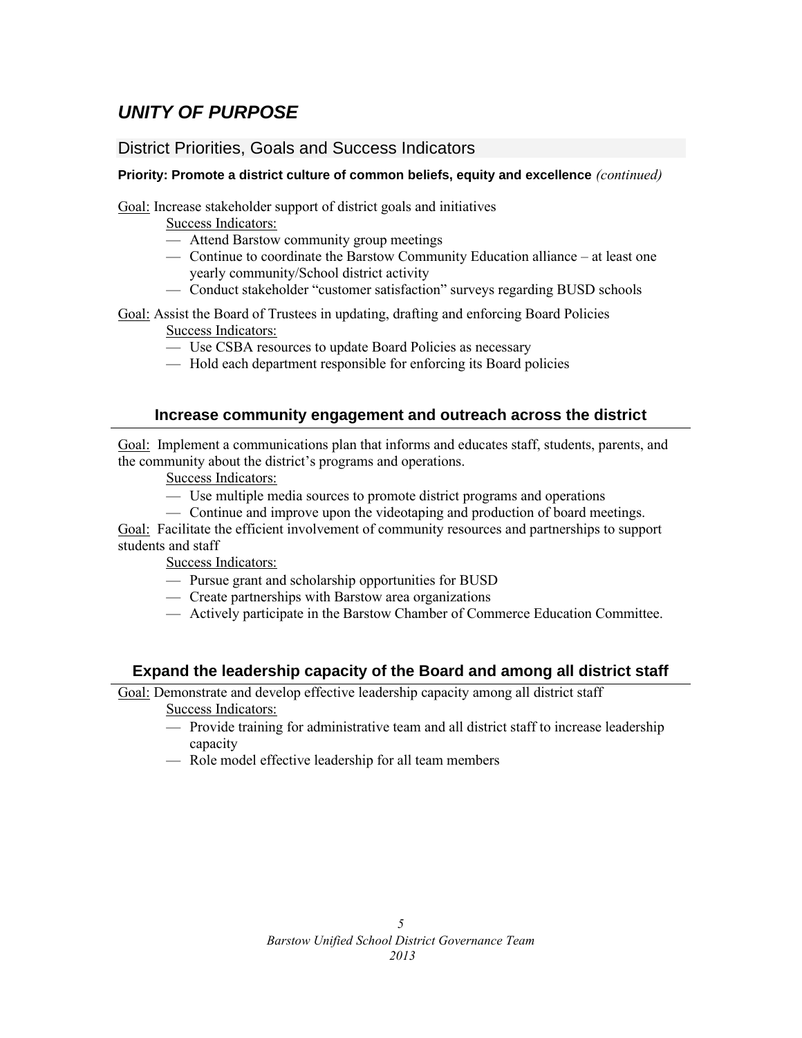# *UNITY OF PURPOSE*

## District Priorities, Goals and Success Indicators

**Priority: Promote a district culture of common beliefs, equity and excellence** *(continued)*

Goal: Increase stakeholder support of district goals and initiatives

Success Indicators:

- Attend Barstow community group meetings
- Continue to coordinate the Barstow Community Education alliance – at least one yearly community/School district activity
- Conduct stakeholder "customer satisfaction" surveys regarding BUSD schools

Goal: Assist the Board of Trustees in updating, drafting and enforcing Board Policies

Success Indicators:

- Use CSBA resources to update Board Policies as necessary
- Hold each department responsible for enforcing its Board policies

### Increase community engagement and outreach across the district

Goal: Implement a communications plan that informs and educates staff, students, parents, and the community about the district's programs and operations.

Success Indicators:

- Use multiple media sources to promote district programs and operations
- Continue and improve upon the videotaping and production of board meetings.

Goal: Facilitate the efficient involvement of community resources and partnerships to support students and staff

Success Indicators:

- Pursue grant and scholarship opportunities for BUSD
- Create partnerships with Barstow area organizations
- Actively participate in the Barstow Chamber of Commerce Education Committee.

### Expand the leadership capacity of the Board and among all district staff

Goal: Demonstrate and develop effective leadership capacity among all district staff

Success Indicators:

- Provide training for administrative team and all district staff to increase leadership capacity
- Role model effective leadership for all team members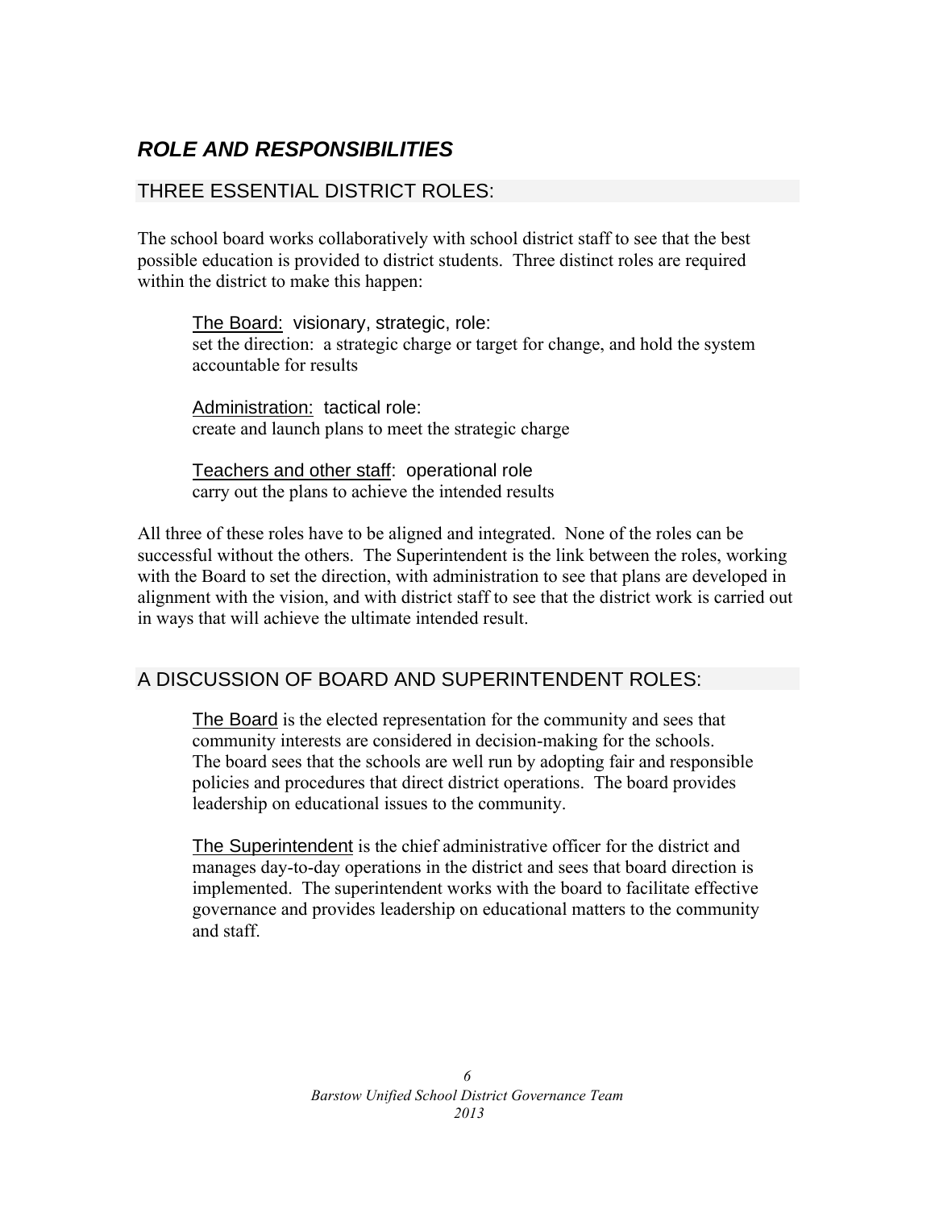## *ROLE AND RESPONSIBILITIES*

### THREE ESSENTIAL DISTRICT ROLES:

The school board works collaboratively with school district staff to see that the best possible education is provided to district students. Three distinct roles are required within the district to make this happen:

> <u>The Board:</u> visionary, strategic, role:
> set the direction: a strategic charge or target for change, and hold the system accountable for results
>
> <u>Administration:</u> tactical role:
> create and launch plans to meet the strategic charge
>
> <u>Teachers and other staff</u>: operational role
> carry out the plans to achieve the intended results

All three of these roles have to be aligned and integrated. None of the roles can be successful without the others. The Superintendent is the link between the roles, working with the Board to set the direction, with administration to see that plans are developed in alignment with the vision, and with district staff to see that the district work is carried out in ways that will achieve the ultimate intended result.

### A DISCUSSION OF BOARD AND SUPERINTENDENT ROLES:

> <u>The Board</u> is the elected representation for the community and sees that community interests are considered in decision-making for the schools. The board sees that the schools are well run by adopting fair and responsible policies and procedures that direct district operations. The board provides leadership on educational issues to the community.
>
> <u>The Superintendent</u> is the chief administrative officer for the district and manages day-to-day operations in the district and sees that board direction is implemented. The superintendent works with the board to facilitate effective governance and provides leadership on educational matters to the community and staff.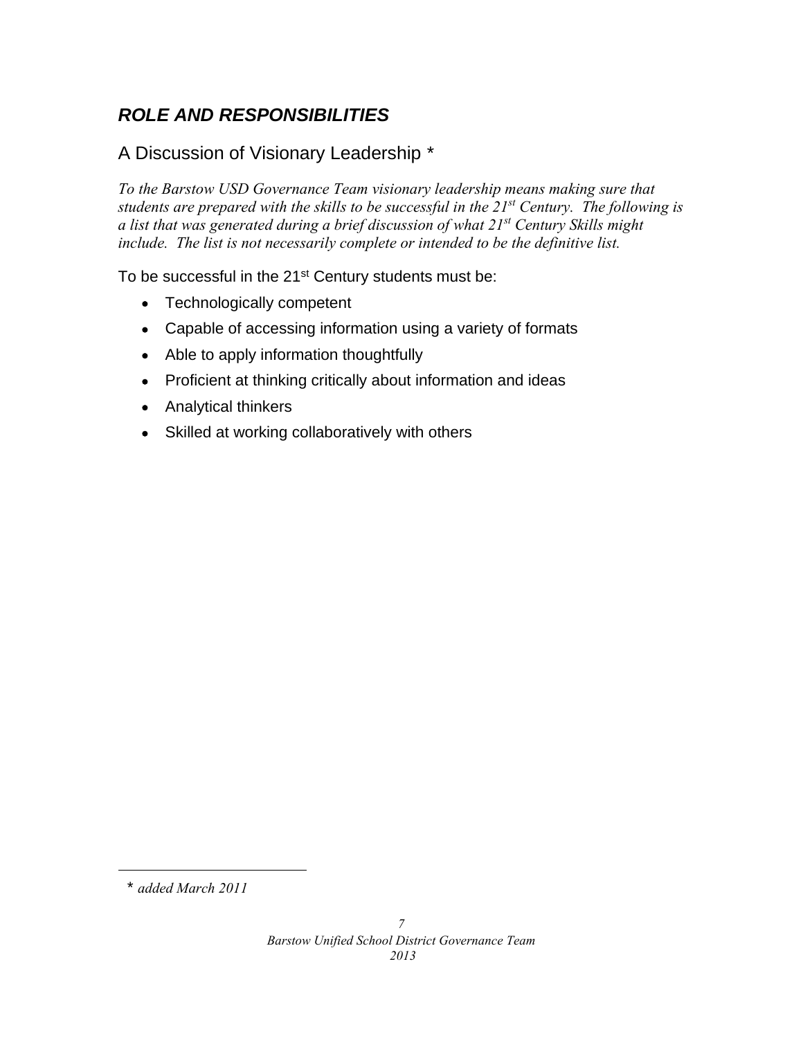## *ROLE AND RESPONSIBILITIES*

### A Discussion of Visionary Leadership *

*To the Barstow USD Governance Team visionary leadership means making sure that students are prepared with the skills to be successful in the 21st Century. The following is a list that was generated during a brief discussion of what 21st Century Skills might include. The list is not necessarily complete or intended to be the definitive list.*

To be successful in the 21st Century students must be:

- Technologically competent
- Capable of accessing information using a variety of formats
- Able to apply information thoughtfully
- Proficient at thinking critically about information and ideas
- Analytical thinkers
- Skilled at working collaboratively with others

---

* *added March 2011*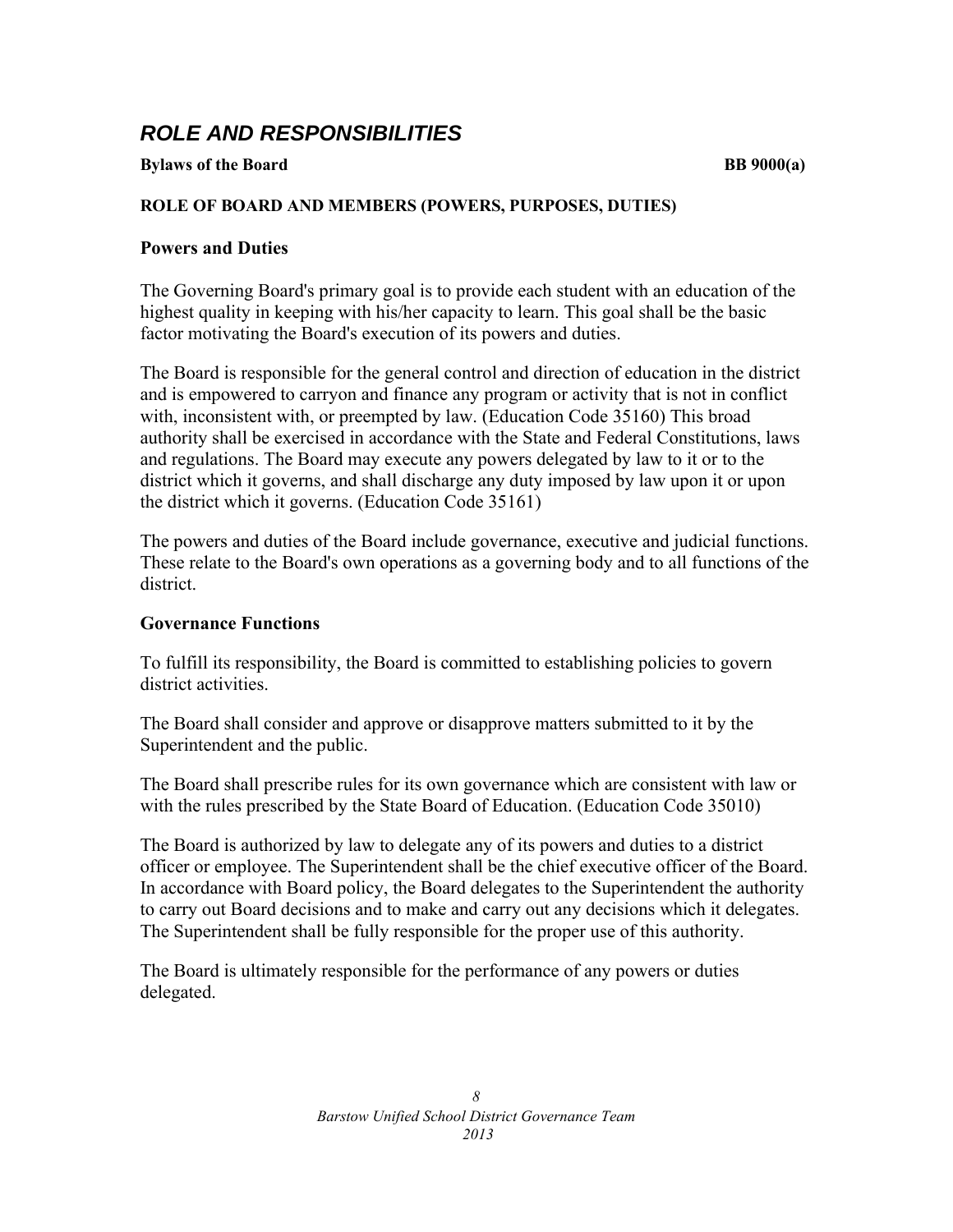# *ROLE AND RESPONSIBILITIES*

**Bylaws of the Board** **BB 9000(a)**

**ROLE OF BOARD AND MEMBERS (POWERS, PURPOSES, DUTIES)**

### Powers and Duties

The Governing Board's primary goal is to provide each student with an education of the highest quality in keeping with his/her capacity to learn. This goal shall be the basic factor motivating the Board's execution of its powers and duties.

The Board is responsible for the general control and direction of education in the district and is empowered to carryon and finance any program or activity that is not in conflict with, inconsistent with, or preempted by law. (Education Code 35160) This broad authority shall be exercised in accordance with the State and Federal Constitutions, laws and regulations. The Board may execute any powers delegated by law to it or to the district which it governs, and shall discharge any duty imposed by law upon it or upon the district which it governs. (Education Code 35161)

The powers and duties of the Board include governance, executive and judicial functions. These relate to the Board's own operations as a governing body and to all functions of the district.

### Governance Functions

To fulfill its responsibility, the Board is committed to establishing policies to govern district activities.

The Board shall consider and approve or disapprove matters submitted to it by the Superintendent and the public.

The Board shall prescribe rules for its own governance which are consistent with law or with the rules prescribed by the State Board of Education. (Education Code 35010)

The Board is authorized by law to delegate any of its powers and duties to a district officer or employee. The Superintendent shall be the chief executive officer of the Board. In accordance with Board policy, the Board delegates to the Superintendent the authority to carry out Board decisions and to make and carry out any decisions which it delegates. The Superintendent shall be fully responsible for the proper use of this authority.

The Board is ultimately responsible for the performance of any powers or duties delegated.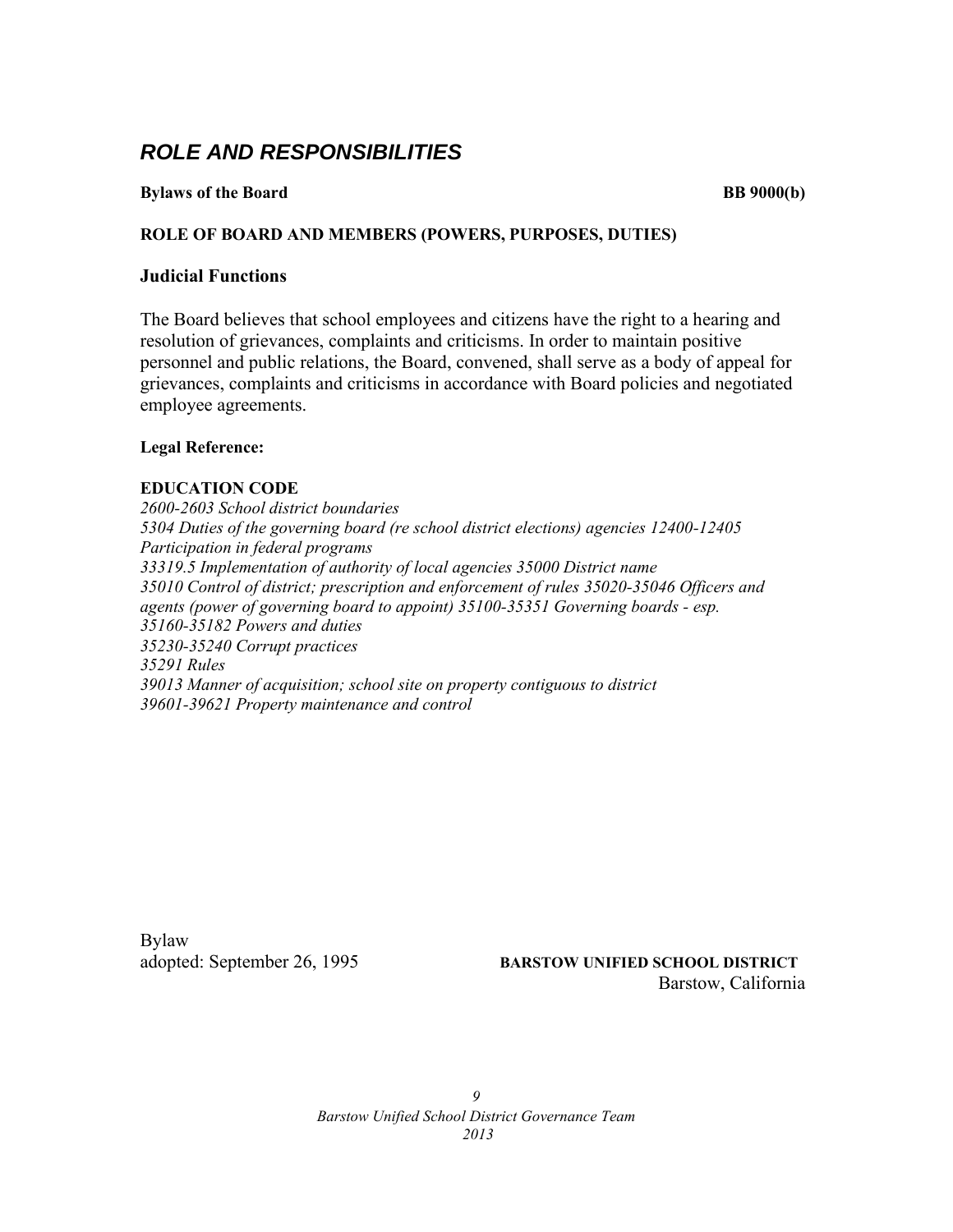# *ROLE AND RESPONSIBILITIES*

**Bylaws of the Board** **BB 9000(b)**

**ROLE OF BOARD AND MEMBERS (POWERS, PURPOSES, DUTIES)**

## Judicial Functions

The Board believes that school employees and citizens have the right to a hearing and resolution of grievances, complaints and criticisms. In order to maintain positive personnel and public relations, the Board, convened, shall serve as a body of appeal for grievances, complaints and criticisms in accordance with Board policies and negotiated employee agreements.

**Legal Reference:**

**EDUCATION CODE**
*2600-2603 School district boundaries*
*5304 Duties of the governing board (re school district elections) agencies 12400-12405 Participation in federal programs*
*33319.5 Implementation of authority of local agencies 35000 District name*
*35010 Control of district; prescription and enforcement of rules 35020-35046 Officers and agents (power of governing board to appoint) 35100-35351 Governing boards - esp.*
*35160-35182 Powers and duties*
*35230-35240 Corrupt practices*
*35291 Rules*
*39013 Manner of acquisition; school site on property contiguous to district*
*39601-39621 Property maintenance and control*

Bylaw
adopted: September 26, 1995

**BARSTOW UNIFIED SCHOOL DISTRICT**
Barstow, California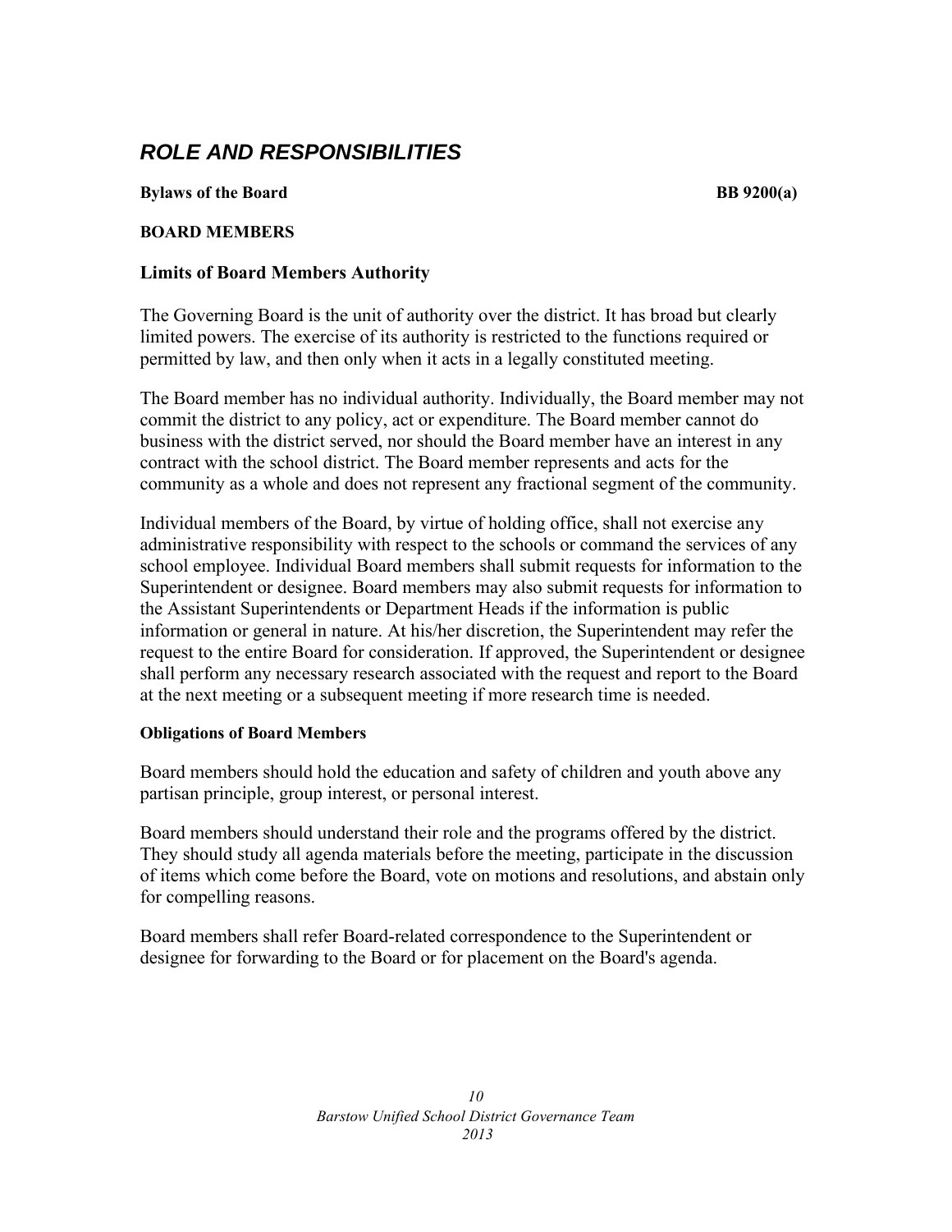# *ROLE AND RESPONSIBILITIES*

**Bylaws of the Board** **BB 9200(a)**

**BOARD MEMBERS**

## Limits of Board Members Authority

The Governing Board is the unit of authority over the district. It has broad but clearly limited powers. The exercise of its authority is restricted to the functions required or permitted by law, and then only when it acts in a legally constituted meeting.

The Board member has no individual authority. Individually, the Board member may not commit the district to any policy, act or expenditure. The Board member cannot do business with the district served, nor should the Board member have an interest in any contract with the school district. The Board member represents and acts for the community as a whole and does not represent any fractional segment of the community.

Individual members of the Board, by virtue of holding office, shall not exercise any administrative responsibility with respect to the schools or command the services of any school employee. Individual Board members shall submit requests for information to the Superintendent or designee. Board members may also submit requests for information to the Assistant Superintendents or Department Heads if the information is public information or general in nature. At his/her discretion, the Superintendent may refer the request to the entire Board for consideration. If approved, the Superintendent or designee shall perform any necessary research associated with the request and report to the Board at the next meeting or a subsequent meeting if more research time is needed.

**Obligations of Board Members**

Board members should hold the education and safety of children and youth above any partisan principle, group interest, or personal interest.

Board members should understand their role and the programs offered by the district. They should study all agenda materials before the meeting, participate in the discussion of items which come before the Board, vote on motions and resolutions, and abstain only for compelling reasons.

Board members shall refer Board-related correspondence to the Superintendent or designee for forwarding to the Board or for placement on the Board's agenda.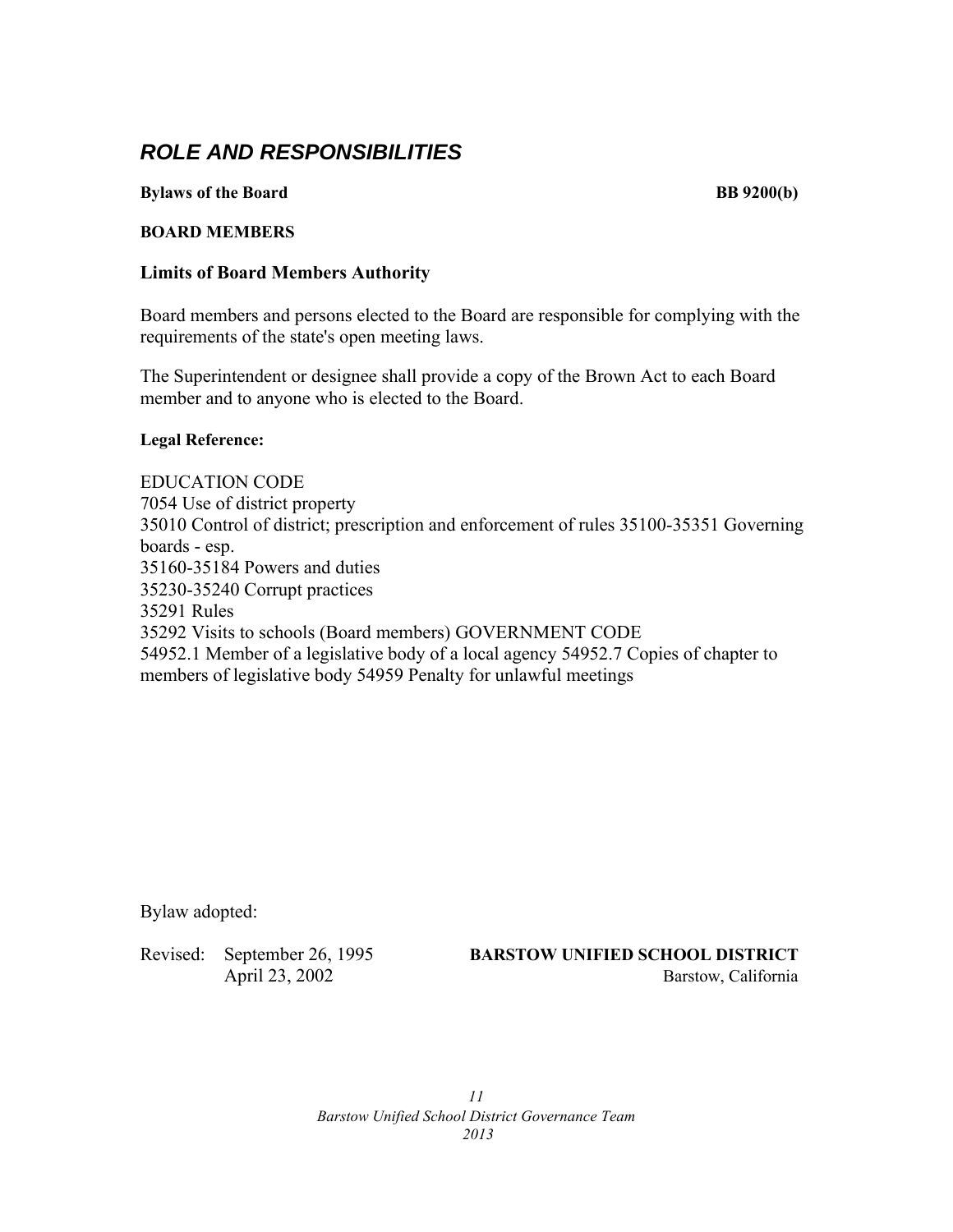# *ROLE AND RESPONSIBILITIES*

**Bylaws of the Board** **BB 9200(b)**

**BOARD MEMBERS**

### Limits of Board Members Authority

Board members and persons elected to the Board are responsible for complying with the requirements of the state's open meeting laws.

The Superintendent or designee shall provide a copy of the Brown Act to each Board member and to anyone who is elected to the Board.

**Legal Reference:**

EDUCATION CODE
7054 Use of district property
35010 Control of district; prescription and enforcement of rules 35100-35351 Governing boards - esp.
35160-35184 Powers and duties
35230-35240 Corrupt practices
35291 Rules
35292 Visits to schools (Board members) GOVERNMENT CODE
54952.1 Member of a legislative body of a local agency 54952.7 Copies of chapter to members of legislative body 54959 Penalty for unlawful meetings

Bylaw adopted:

Revised: September 26, 1995
April 23, 2002

**BARSTOW UNIFIED SCHOOL DISTRICT**
Barstow, California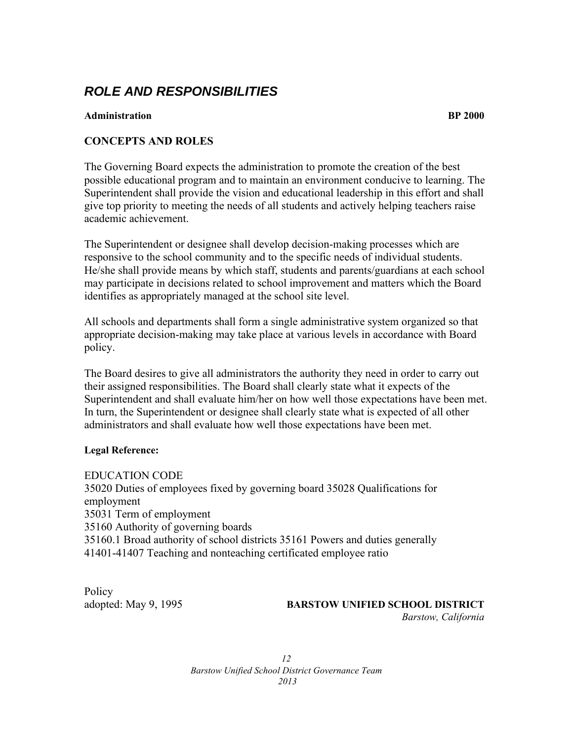# *ROLE AND RESPONSIBILITIES*

**Administration** **BP 2000**

## CONCEPTS AND ROLES

The Governing Board expects the administration to promote the creation of the best possible educational program and to maintain an environment conducive to learning. The Superintendent shall provide the vision and educational leadership in this effort and shall give top priority to meeting the needs of all students and actively helping teachers raise academic achievement.

The Superintendent or designee shall develop decision-making processes which are responsive to the school community and to the specific needs of individual students. He/she shall provide means by which staff, students and parents/guardians at each school may participate in decisions related to school improvement and matters which the Board identifies as appropriately managed at the school site level.

All schools and departments shall form a single administrative system organized so that appropriate decision-making may take place at various levels in accordance with Board policy.

The Board desires to give all administrators the authority they need in order to carry out their assigned responsibilities. The Board shall clearly state what it expects of the Superintendent and shall evaluate him/her on how well those expectations have been met. In turn, the Superintendent or designee shall clearly state what is expected of all other administrators and shall evaluate how well those expectations have been met.

**Legal Reference:**

EDUCATION CODE
35020 Duties of employees fixed by governing board 35028 Qualifications for employment
35031 Term of employment
35160 Authority of governing boards
35160.1 Broad authority of school districts 35161 Powers and duties generally
41401-41407 Teaching and nonteaching certificated employee ratio

Policy
adopted: May 9, 1995

**BARSTOW UNIFIED SCHOOL DISTRICT**
*Barstow, California*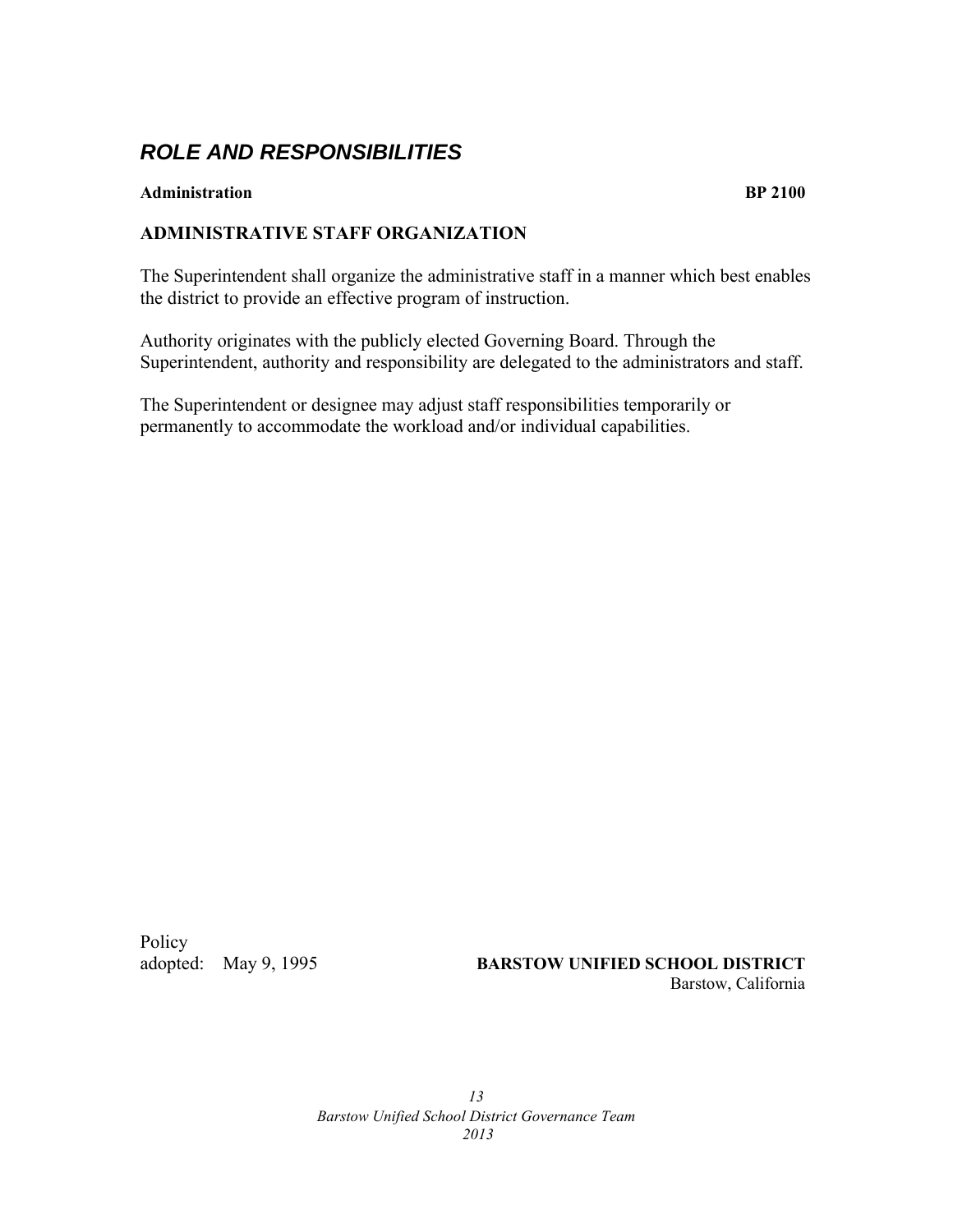## *ROLE AND RESPONSIBILITIES*

**Administration** **BP 2100**

### ADMINISTRATIVE STAFF ORGANIZATION

The Superintendent shall organize the administrative staff in a manner which best enables the district to provide an effective program of instruction.

Authority originates with the publicly elected Governing Board. Through the Superintendent, authority and responsibility are delegated to the administrators and staff.

The Superintendent or designee may adjust staff responsibilities temporarily or permanently to accommodate the workload and/or individual capabilities.

Policy
adopted: May 9, 1995

**BARSTOW UNIFIED SCHOOL DISTRICT**
Barstow, California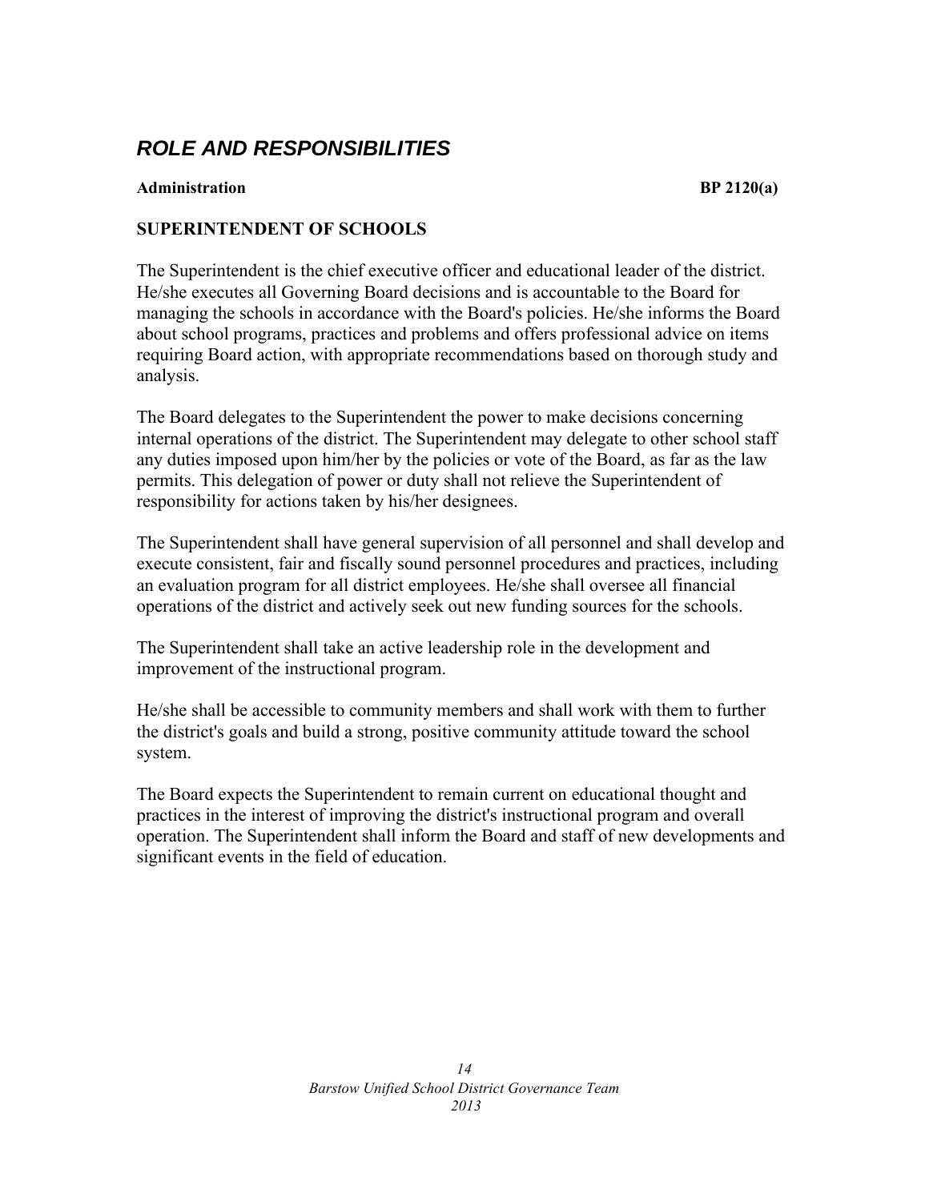# *ROLE AND RESPONSIBILITIES*

**Administration** **BP 2120(a)**

## SUPERINTENDENT OF SCHOOLS

The Superintendent is the chief executive officer and educational leader of the district. He/she executes all Governing Board decisions and is accountable to the Board for managing the schools in accordance with the Board's policies. He/she informs the Board about school programs, practices and problems and offers professional advice on items requiring Board action, with appropriate recommendations based on thorough study and analysis.

The Board delegates to the Superintendent the power to make decisions concerning internal operations of the district. The Superintendent may delegate to other school staff any duties imposed upon him/her by the policies or vote of the Board, as far as the law permits. This delegation of power or duty shall not relieve the Superintendent of responsibility for actions taken by his/her designees.

The Superintendent shall have general supervision of all personnel and shall develop and execute consistent, fair and fiscally sound personnel procedures and practices, including an evaluation program for all district employees. He/she shall oversee all financial operations of the district and actively seek out new funding sources for the schools.

The Superintendent shall take an active leadership role in the development and improvement of the instructional program.

He/she shall be accessible to community members and shall work with them to further the district's goals and build a strong, positive community attitude toward the school system.

The Board expects the Superintendent to remain current on educational thought and practices in the interest of improving the district's instructional program and overall operation. The Superintendent shall inform the Board and staff of new developments and significant events in the field of education.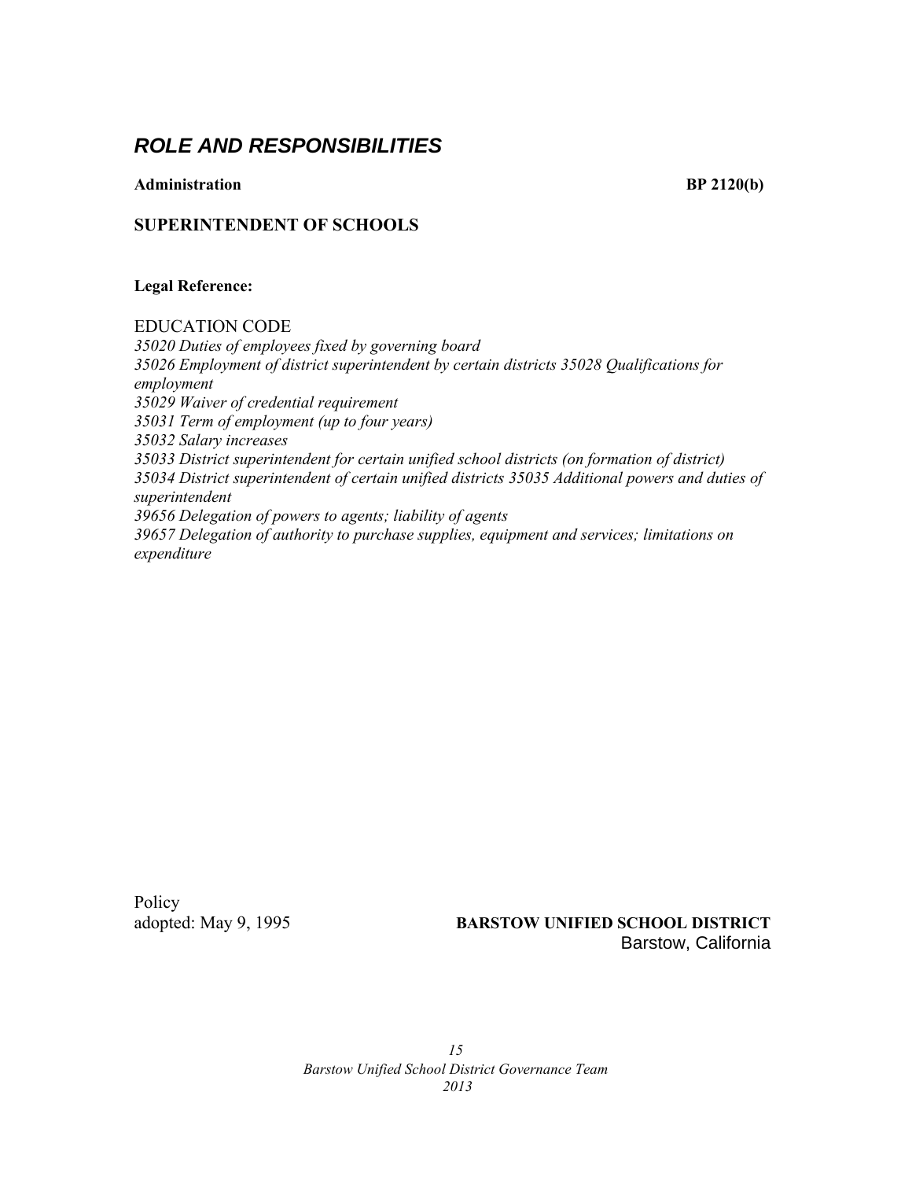## *ROLE AND RESPONSIBILITIES*

**Administration** **BP 2120(b)**

**SUPERINTENDENT OF SCHOOLS**

**Legal Reference:**

EDUCATION CODE
*35020 Duties of employees fixed by governing board*
*35026 Employment of district superintendent by certain districts 35028 Qualifications for employment*
*35029 Waiver of credential requirement*
*35031 Term of employment (up to four years)*
*35032 Salary increases*
*35033 District superintendent for certain unified school districts (on formation of district)*
*35034 District superintendent of certain unified districts 35035 Additional powers and duties of superintendent*
*39656 Delegation of powers to agents; liability of agents*
*39657 Delegation of authority to purchase supplies, equipment and services; limitations on expenditure*

Policy
adopted: May 9, 1995

**BARSTOW UNIFIED SCHOOL DISTRICT**
Barstow, California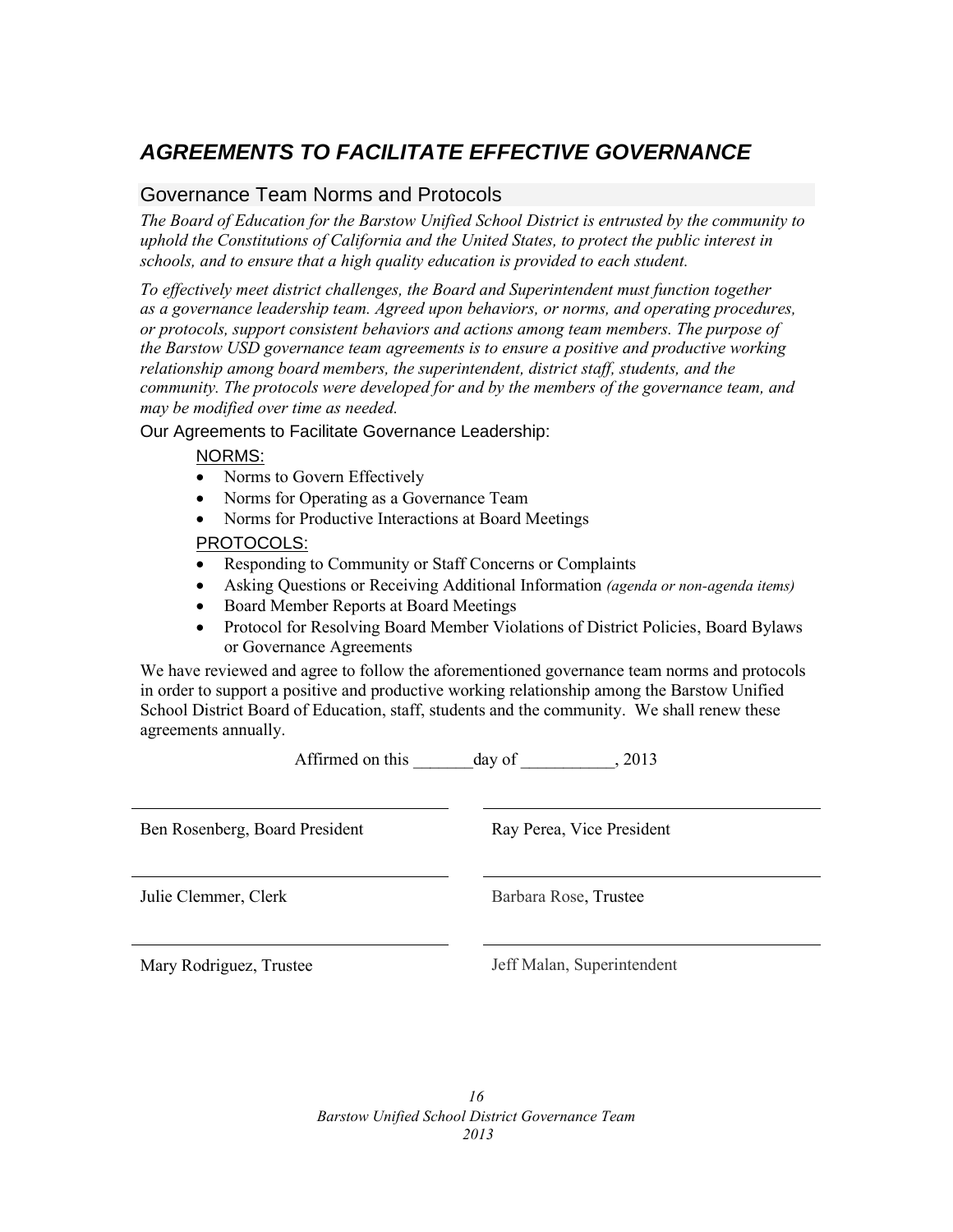# *AGREEMENTS TO FACILITATE EFFECTIVE GOVERNANCE*

## Governance Team Norms and Protocols

*The Board of Education for the Barstow Unified School District is entrusted by the community to uphold the Constitutions of California and the United States, to protect the public interest in schools, and to ensure that a high quality education is provided to each student.*

*To effectively meet district challenges, the Board and Superintendent must function together as a governance leadership team. Agreed upon behaviors, or norms, and operating procedures, or protocols, support consistent behaviors and actions among team members. The purpose of the Barstow USD governance team agreements is to ensure a positive and productive working relationship among board members, the superintendent, district staff, students, and the community. The protocols were developed for and by the members of the governance team, and may be modified over time as needed.*

Our Agreements to Facilitate Governance Leadership:

NORMS:

- Norms to Govern Effectively
- Norms for Operating as a Governance Team
- Norms for Productive Interactions at Board Meetings

PROTOCOLS:

- Responding to Community or Staff Concerns or Complaints
- Asking Questions or Receiving Additional Information *(agenda or non-agenda items)*
- Board Member Reports at Board Meetings
- Protocol for Resolving Board Member Violations of District Policies, Board Bylaws or Governance Agreements

We have reviewed and agree to follow the aforementioned governance team norms and protocols in order to support a positive and productive working relationship among the Barstow Unified School District Board of Education, staff, students and the community. We shall renew these agreements annually.

Affirmed on this _______day of ___________, 2013

| | |
|---|---|
| Ben Rosenberg, Board President | Ray Perea, Vice President |
| Julie Clemmer, Clerk | Barbara Rose, Trustee |
| Mary Rodriguez, Trustee | Jeff Malan, Superintendent |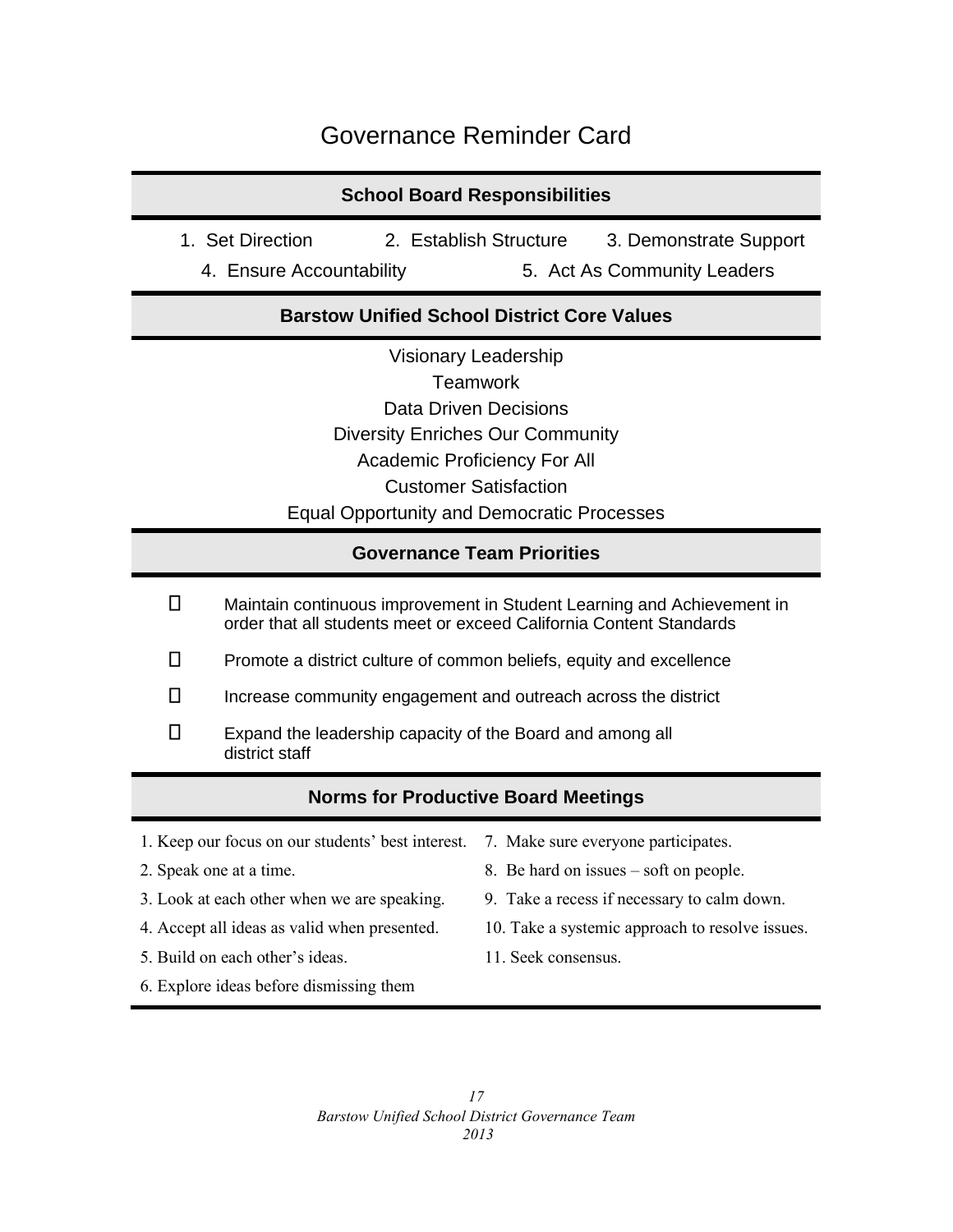# Governance Reminder Card

## School Board Responsibilities

1. Set Direction
2. Establish Structure
3. Demonstrate Support
4. Ensure Accountability
5. Act As Community Leaders

## Barstow Unified School District Core Values

Visionary Leadership

Teamwork

Data Driven Decisions

Diversity Enriches Our Community

Academic Proficiency For All

Customer Satisfaction

Equal Opportunity and Democratic Processes

## Governance Team Priorities

- Maintain continuous improvement in Student Learning and Achievement in order that all students meet or exceed California Content Standards
- Promote a district culture of common beliefs, equity and excellence
- Increase community engagement and outreach across the district
- Expand the leadership capacity of the Board and among all district staff

## Norms for Productive Board Meetings

1. Keep our focus on our students' best interest.
2. Speak one at a time.
3. Look at each other when we are speaking.
4. Accept all ideas as valid when presented.
5. Build on each other's ideas.
6. Explore ideas before dismissing them
7. Make sure everyone participates.
8. Be hard on issues – soft on people.
9. Take a recess if necessary to calm down.
10. Take a systemic approach to resolve issues.
11. Seek consensus.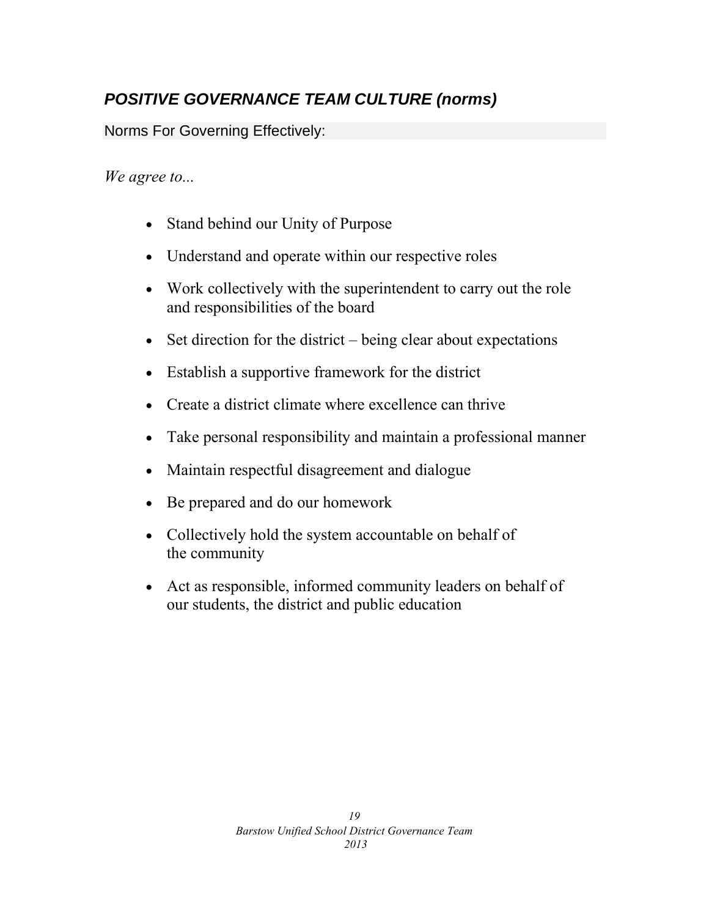## ***POSITIVE GOVERNANCE TEAM CULTURE (norms)***

Norms For Governing Effectively:

*We agree to...*

- Stand behind our Unity of Purpose
- Understand and operate within our respective roles
- Work collectively with the superintendent to carry out the role and responsibilities of the board
- Set direction for the district – being clear about expectations
- Establish a supportive framework for the district
- Create a district climate where excellence can thrive
- Take personal responsibility and maintain a professional manner
- Maintain respectful disagreement and dialogue
- Be prepared and do our homework
- Collectively hold the system accountable on behalf of the community
- Act as responsible, informed community leaders on behalf of our students, the district and public education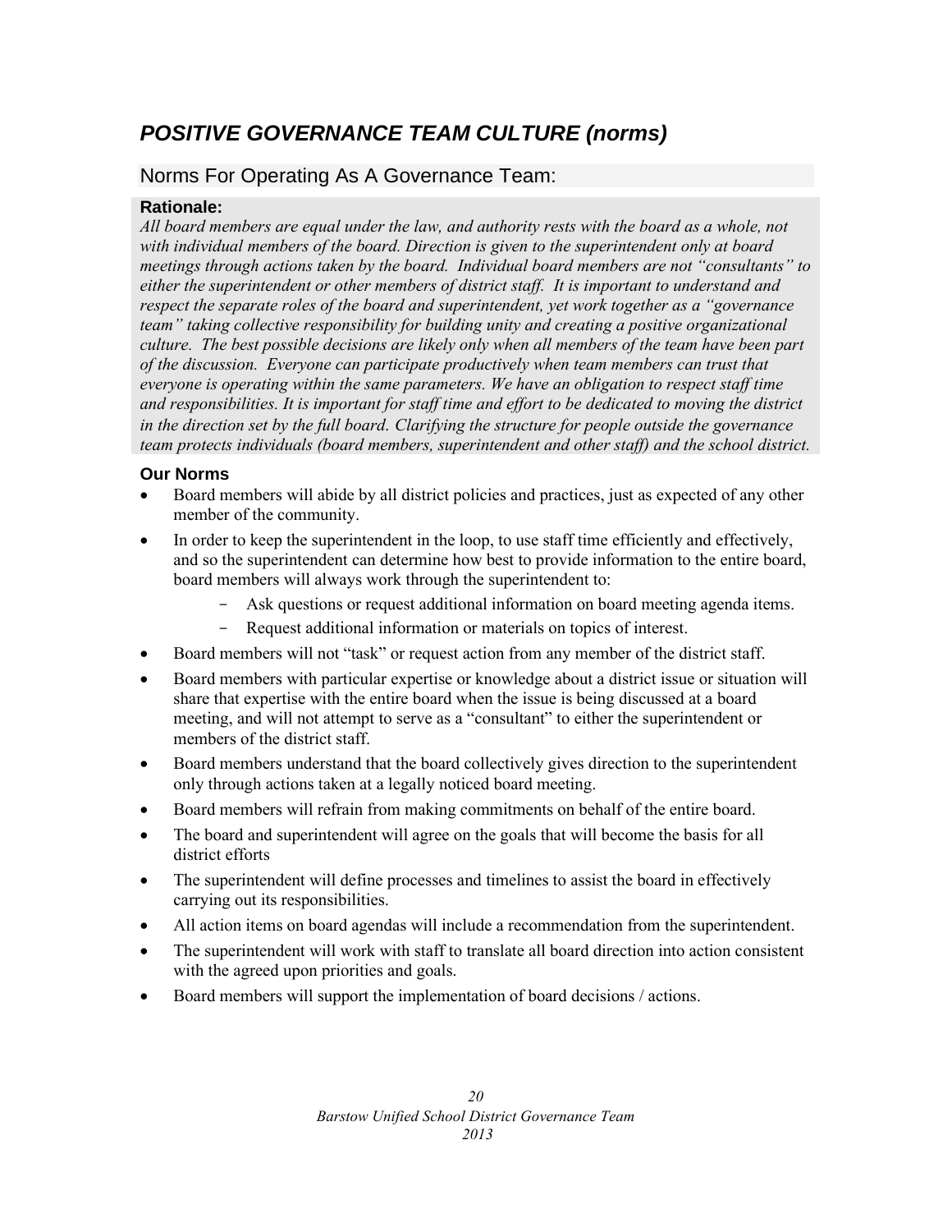# *POSITIVE GOVERNANCE TEAM CULTURE (norms)*

## Norms For Operating As A Governance Team:

**Rationale:**

*All board members are equal under the law, and authority rests with the board as a whole, not with individual members of the board. Direction is given to the superintendent only at board meetings through actions taken by the board. Individual board members are not "consultants" to either the superintendent or other members of district staff. It is important to understand and respect the separate roles of the board and superintendent, yet work together as a "governance team" taking collective responsibility for building unity and creating a positive organizational culture. The best possible decisions are likely only when all members of the team have been part of the discussion. Everyone can participate productively when team members can trust that everyone is operating within the same parameters. We have an obligation to respect staff time and responsibilities. It is important for staff time and effort to be dedicated to moving the district in the direction set by the full board. Clarifying the structure for people outside the governance team protects individuals (board members, superintendent and other staff) and the school district.*

**Our Norms**

- Board members will abide by all district policies and practices, just as expected of any other member of the community.
- In order to keep the superintendent in the loop, to use staff time efficiently and effectively, and so the superintendent can determine how best to provide information to the entire board, board members will always work through the superintendent to:
  - Ask questions or request additional information on board meeting agenda items.
  - Request additional information or materials on topics of interest.
- Board members will not "task" or request action from any member of the district staff.
- Board members with particular expertise or knowledge about a district issue or situation will share that expertise with the entire board when the issue is being discussed at a board meeting, and will not attempt to serve as a "consultant" to either the superintendent or members of the district staff.
- Board members understand that the board collectively gives direction to the superintendent only through actions taken at a legally noticed board meeting.
- Board members will refrain from making commitments on behalf of the entire board.
- The board and superintendent will agree on the goals that will become the basis for all district efforts
- The superintendent will define processes and timelines to assist the board in effectively carrying out its responsibilities.
- All action items on board agendas will include a recommendation from the superintendent.
- The superintendent will work with staff to translate all board direction into action consistent with the agreed upon priorities and goals.
- Board members will support the implementation of board decisions / actions.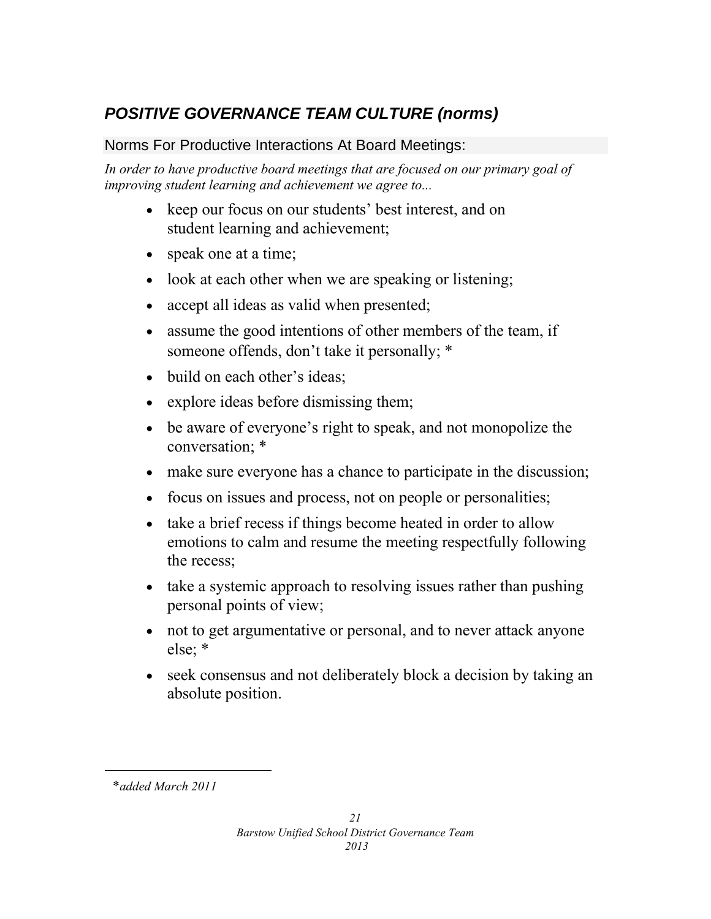## ***POSITIVE GOVERNANCE TEAM CULTURE (norms)***

### Norms For Productive Interactions At Board Meetings:

*In order to have productive board meetings that are focused on our primary goal of improving student learning and achievement we agree to...*

- keep our focus on our students' best interest, and on student learning and achievement;
- speak one at a time;
- look at each other when we are speaking or listening;
- accept all ideas as valid when presented;
- assume the good intentions of other members of the team, if someone offends, don't take it personally; *
- build on each other's ideas;
- explore ideas before dismissing them;
- be aware of everyone's right to speak, and not monopolize the conversation; *
- make sure everyone has a chance to participate in the discussion;
- focus on issues and process, not on people or personalities;
- take a brief recess if things become heated in order to allow emotions to calm and resume the meeting respectfully following the recess;
- take a systemic approach to resolving issues rather than pushing personal points of view;
- not to get argumentative or personal, and to never attack anyone else; *
- seek consensus and not deliberately block a decision by taking an absolute position.

---

**added March 2011*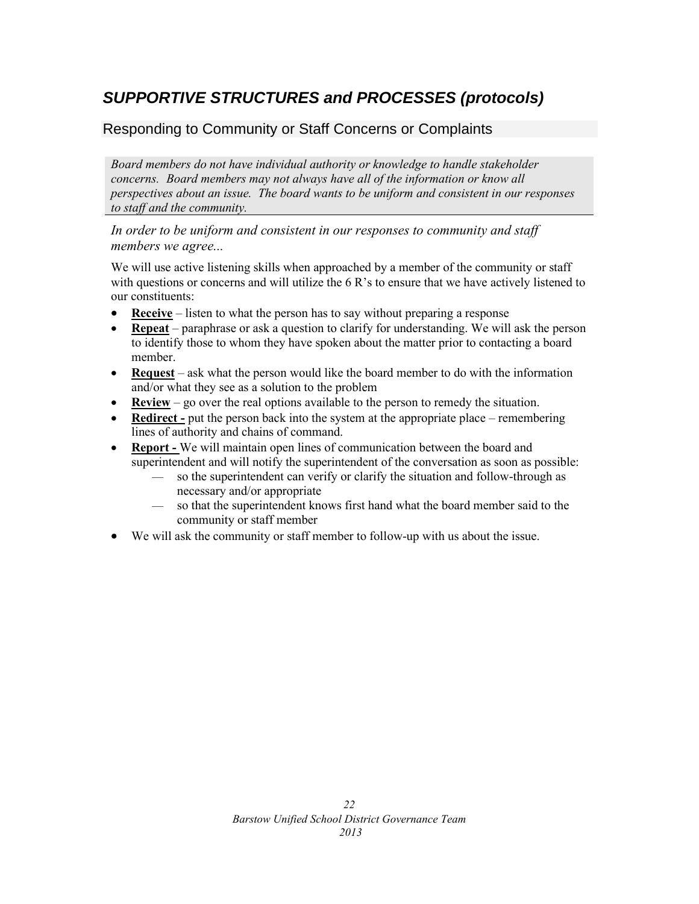# *SUPPORTIVE STRUCTURES and PROCESSES (protocols)*

## Responding to Community or Staff Concerns or Complaints

*Board members do not have individual authority or knowledge to handle stakeholder concerns. Board members may not always have all of the information or know all perspectives about an issue. The board wants to be uniform and consistent in our responses to staff and the community.*

*In order to be uniform and consistent in our responses to community and staff members we agree...*

We will use active listening skills when approached by a member of the community or staff with questions or concerns and will utilize the 6 R's to ensure that we have actively listened to our constituents:

- **Receive** – listen to what the person has to say without preparing a response
- **Repeat** – paraphrase or ask a question to clarify for understanding. We will ask the person to identify those to whom they have spoken about the matter prior to contacting a board member.
- **Request** – ask what the person would like the board member to do with the information and/or what they see as a solution to the problem
- **Review** – go over the real options available to the person to remedy the situation.
- **Redirect -** put the person back into the system at the appropriate place – remembering lines of authority and chains of command.
- **Report -** We will maintain open lines of communication between the board and superintendent and will notify the superintendent of the conversation as soon as possible:
  - so the superintendent can verify or clarify the situation and follow-through as necessary and/or appropriate
  - so that the superintendent knows first hand what the board member said to the community or staff member
- We will ask the community or staff member to follow-up with us about the issue.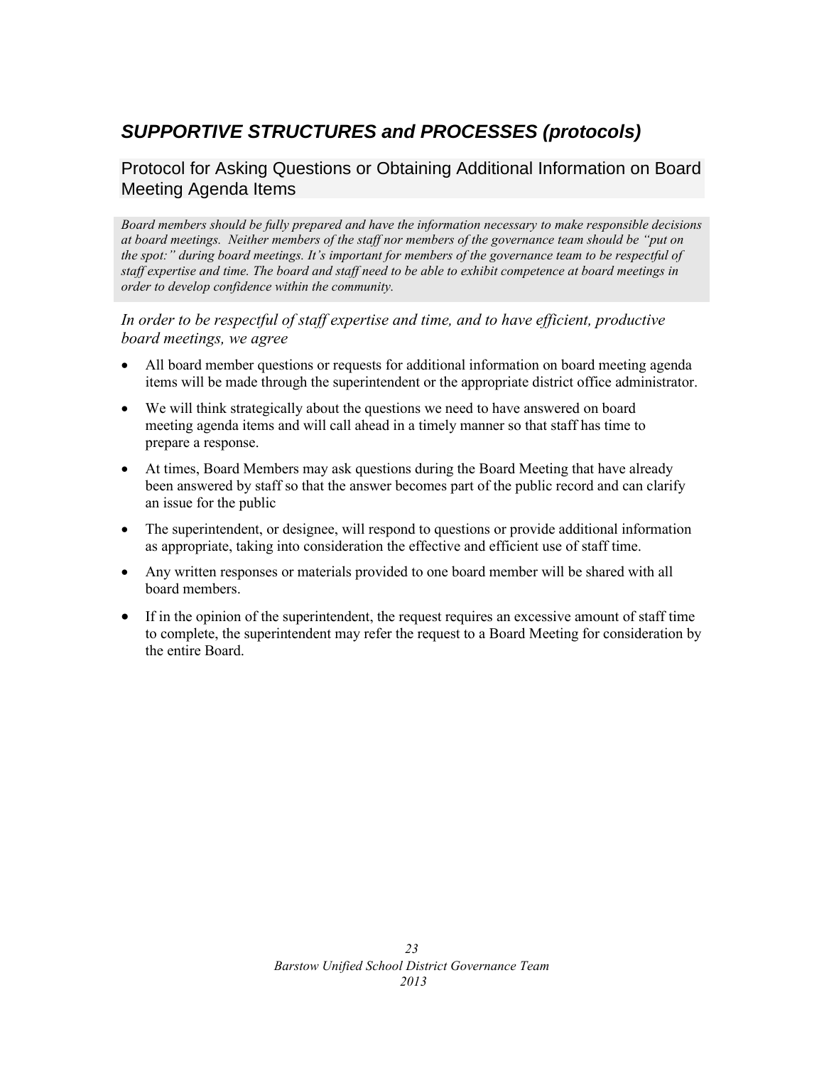## *SUPPORTIVE STRUCTURES and PROCESSES (protocols)*

### Protocol for Asking Questions or Obtaining Additional Information on Board Meeting Agenda Items

*Board members should be fully prepared and have the information necessary to make responsible decisions at board meetings. Neither members of the staff nor members of the governance team should be "put on the spot:" during board meetings. It's important for members of the governance team to be respectful of staff expertise and time. The board and staff need to be able to exhibit competence at board meetings in order to develop confidence within the community.*

*In order to be respectful of staff expertise and time, and to have efficient, productive board meetings, we agree*

- All board member questions or requests for additional information on board meeting agenda items will be made through the superintendent or the appropriate district office administrator.
- We will think strategically about the questions we need to have answered on board meeting agenda items and will call ahead in a timely manner so that staff has time to prepare a response.
- At times, Board Members may ask questions during the Board Meeting that have already been answered by staff so that the answer becomes part of the public record and can clarify an issue for the public
- The superintendent, or designee, will respond to questions or provide additional information as appropriate, taking into consideration the effective and efficient use of staff time.
- Any written responses or materials provided to one board member will be shared with all board members.
- If in the opinion of the superintendent, the request requires an excessive amount of staff time to complete, the superintendent may refer the request to a Board Meeting for consideration by the entire Board.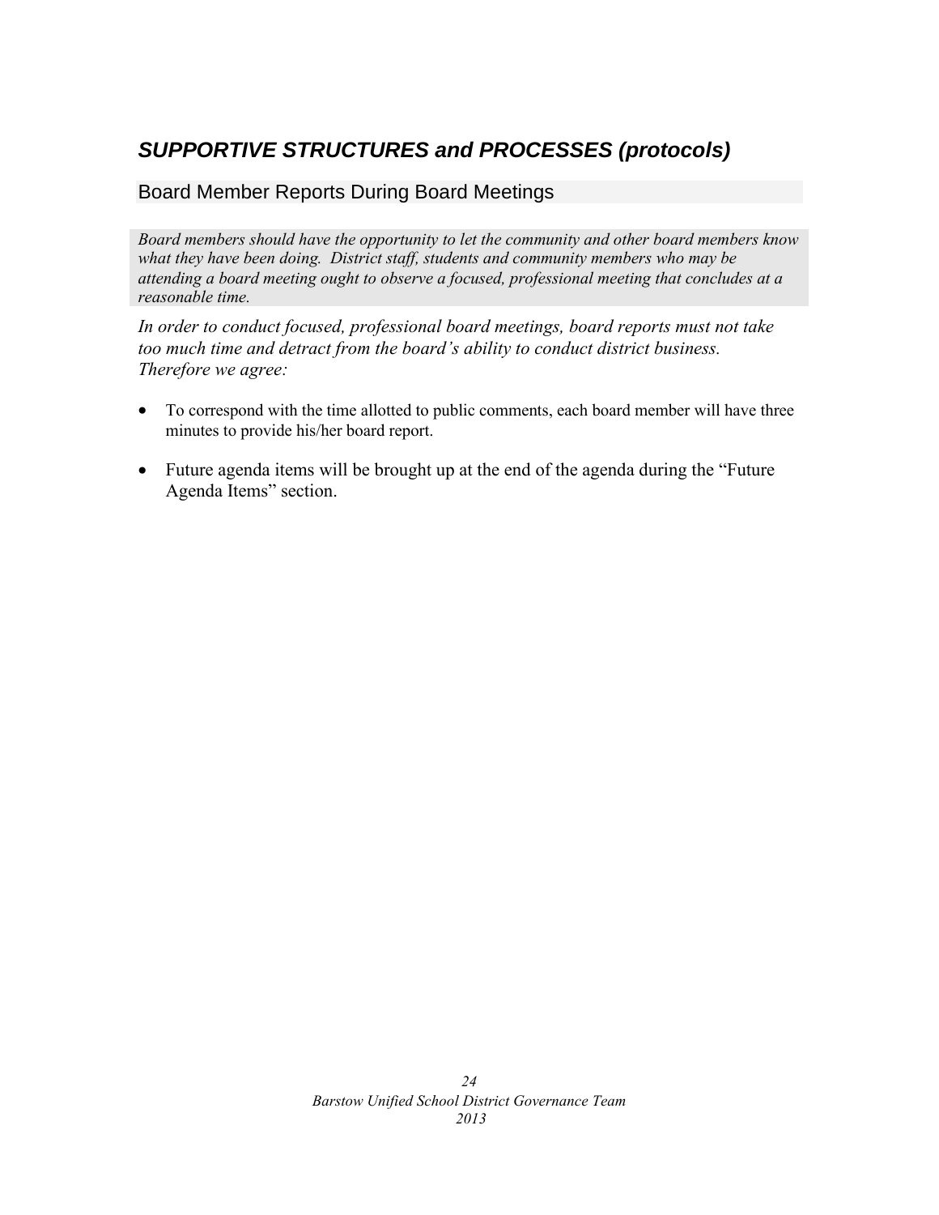## *SUPPORTIVE STRUCTURES and PROCESSES (protocols)*

### Board Member Reports During Board Meetings

*Board members should have the opportunity to let the community and other board members know what they have been doing. District staff, students and community members who may be attending a board meeting ought to observe a focused, professional meeting that concludes at a reasonable time.*

*In order to conduct focused, professional board meetings, board reports must not take too much time and detract from the board's ability to conduct district business. Therefore we agree:*

- To correspond with the time allotted to public comments, each board member will have three minutes to provide his/her board report.
- Future agenda items will be brought up at the end of the agenda during the "Future Agenda Items" section.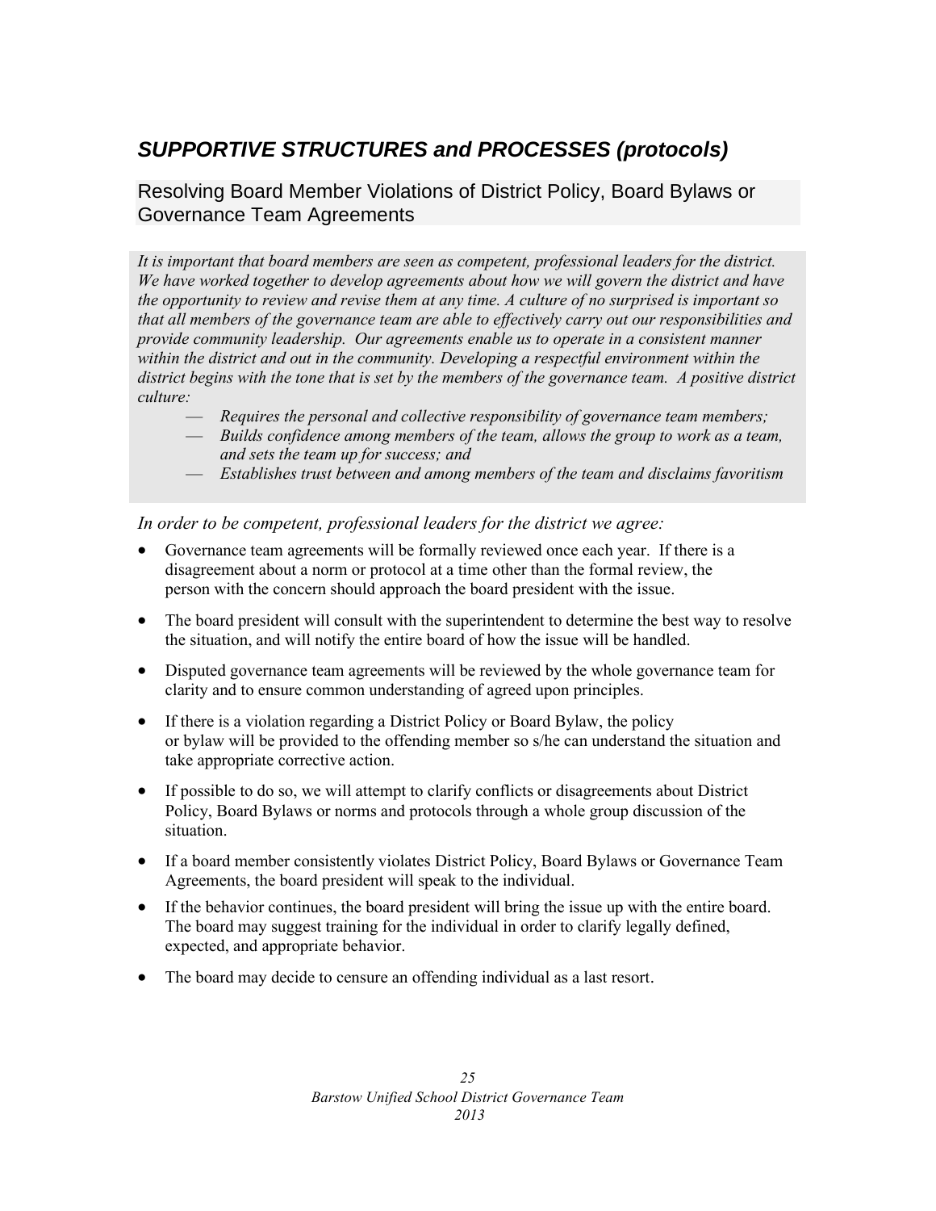## *SUPPORTIVE STRUCTURES and PROCESSES (protocols)*

### Resolving Board Member Violations of District Policy, Board Bylaws or Governance Team Agreements

*It is important that board members are seen as competent, professional leaders for the district. We have worked together to develop agreements about how we will govern the district and have the opportunity to review and revise them at any time. A culture of no surprised is important so that all members of the governance team are able to effectively carry out our responsibilities and provide community leadership. Our agreements enable us to operate in a consistent manner within the district and out in the community. Developing a respectful environment within the district begins with the tone that is set by the members of the governance team. A positive district culture:*

- *Requires the personal and collective responsibility of governance team members;*
- *Builds confidence among members of the team, allows the group to work as a team, and sets the team up for success; and*
- *Establishes trust between and among members of the team and disclaims favoritism*

*In order to be competent, professional leaders for the district we agree:*

- Governance team agreements will be formally reviewed once each year. If there is a disagreement about a norm or protocol at a time other than the formal review, the person with the concern should approach the board president with the issue.
- The board president will consult with the superintendent to determine the best way to resolve the situation, and will notify the entire board of how the issue will be handled.
- Disputed governance team agreements will be reviewed by the whole governance team for clarity and to ensure common understanding of agreed upon principles.
- If there is a violation regarding a District Policy or Board Bylaw, the policy or bylaw will be provided to the offending member so s/he can understand the situation and take appropriate corrective action.
- If possible to do so, we will attempt to clarify conflicts or disagreements about District Policy, Board Bylaws or norms and protocols through a whole group discussion of the situation.
- If a board member consistently violates District Policy, Board Bylaws or Governance Team Agreements, the board president will speak to the individual.
- If the behavior continues, the board president will bring the issue up with the entire board. The board may suggest training for the individual in order to clarify legally defined, expected, and appropriate behavior.
- The board may decide to censure an offending individual as a last resort.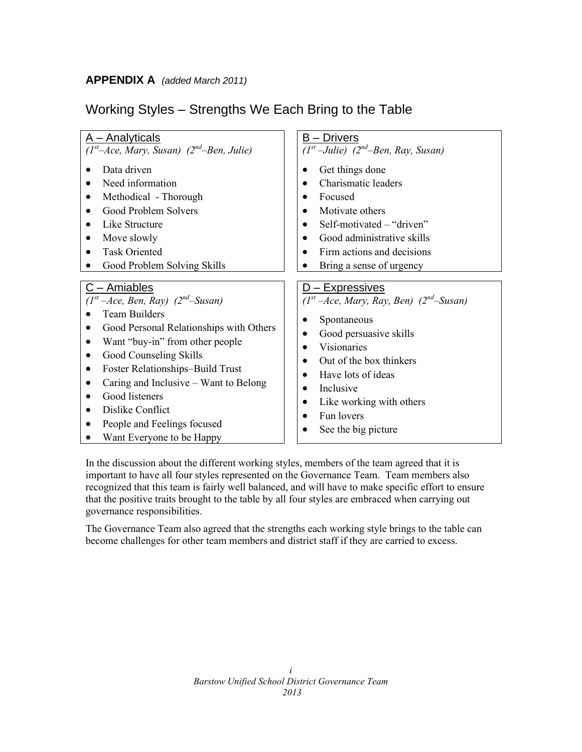**APPENDIX A** *(added March 2011)*

## Working Styles – Strengths We Each Bring to the Table

### A – Analyticals

*(1st–Ace, Mary, Susan) (2nd–Ben, Julie)*

- Data driven
- Need information
- Methodical - Thorough
- Good Problem Solvers
- Like Structure
- Move slowly
- Task Oriented
- Good Problem Solving Skills

### B – Drivers

*(1st –Julie) (2nd–Ben, Ray, Susan)*

- Get things done
- Charismatic leaders
- Focused
- Motivate others
- Self-motivated – "driven"
- Good administrative skills
- Firm actions and decisions
- Bring a sense of urgency

### C – Amiables

*(1st –Ace, Ben, Ray) (2nd–Susan)*

- Team Builders
- Good Personal Relationships with Others
- Want "buy-in" from other people
- Good Counseling Skills
- Foster Relationships–Build Trust
- Caring and Inclusive – Want to Belong
- Good listeners
- Dislike Conflict
- People and Feelings focused
- Want Everyone to be Happy

### D – Expressives

*(1st –Ace, Mary, Ray, Ben) (2nd–Susan)*

- Spontaneous
- Good persuasive skills
- Visionaries
- Out of the box thinkers
- Have lots of ideas
- Inclusive
- Like working with others
- Fun lovers
- See the big picture

In the discussion about the different working styles, members of the team agreed that it is important to have all four styles represented on the Governance Team. Team members also recognized that this team is fairly well balanced, and will have to make specific effort to ensure that the positive traits brought to the table by all four styles are embraced when carrying out governance responsibilities.

The Governance Team also agreed that the strengths each working style brings to the table can become challenges for other team members and district staff if they are carried to excess.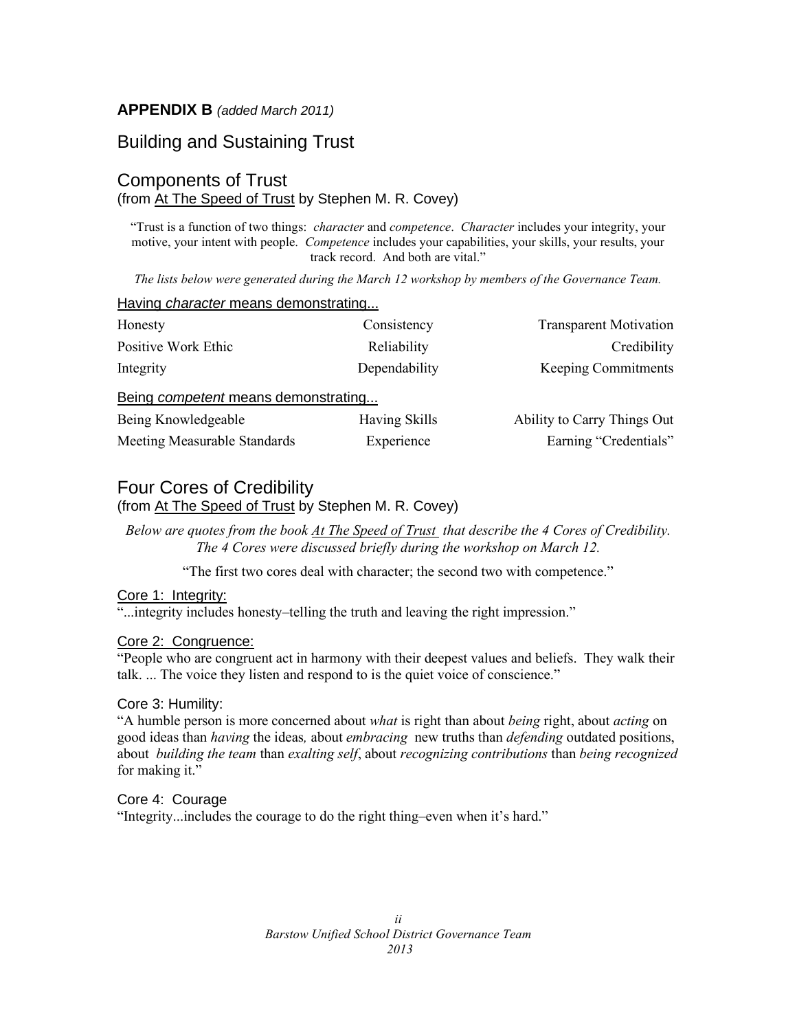**APPENDIX B** *(added March 2011)*

## Building and Sustaining Trust

### Components of Trust

(from At The Speed of Trust by Stephen M. R. Covey)

"Trust is a function of two things: *character* and *competence*. *Character* includes your integrity, your motive, your intent with people. *Competence* includes your capabilities, your skills, your results, your track record. And both are vital."

*The lists below were generated during the March 12 workshop by members of the Governance Team.*

Having *character* means demonstrating...

| | | |
|---|---|---|
| Honesty | Consistency | Transparent Motivation |
| Positive Work Ethic | Reliability | Credibility |
| Integrity | Dependability | Keeping Commitments |

Being *competent* means demonstrating...

| | | |
|---|---|---|
| Being Knowledgeable | Having Skills | Ability to Carry Things Out |
| Meeting Measurable Standards | Experience | Earning "Credentials" |

### Four Cores of Credibility

(from At The Speed of Trust by Stephen M. R. Covey)

*Below are quotes from the book At The Speed of Trust that describe the 4 Cores of Credibility. The 4 Cores were discussed briefly during the workshop on March 12.*

"The first two cores deal with character; the second two with competence."

Core 1: Integrity:

"...integrity includes honesty–telling the truth and leaving the right impression."

Core 2: Congruence:

"People who are congruent act in harmony with their deepest values and beliefs. They walk their talk. ... The voice they listen and respond to is the quiet voice of conscience."

Core 3: Humility:

"A humble person is more concerned about *what* is right than about *being* right, about *acting* on good ideas than *having* the ideas*,* about *embracing* new truths than *defending* outdated positions, about *building the team* than *exalting self*, about *recognizing contributions* than *being recognized* for making it."

Core 4: Courage

"Integrity...includes the courage to do the right thing–even when it's hard."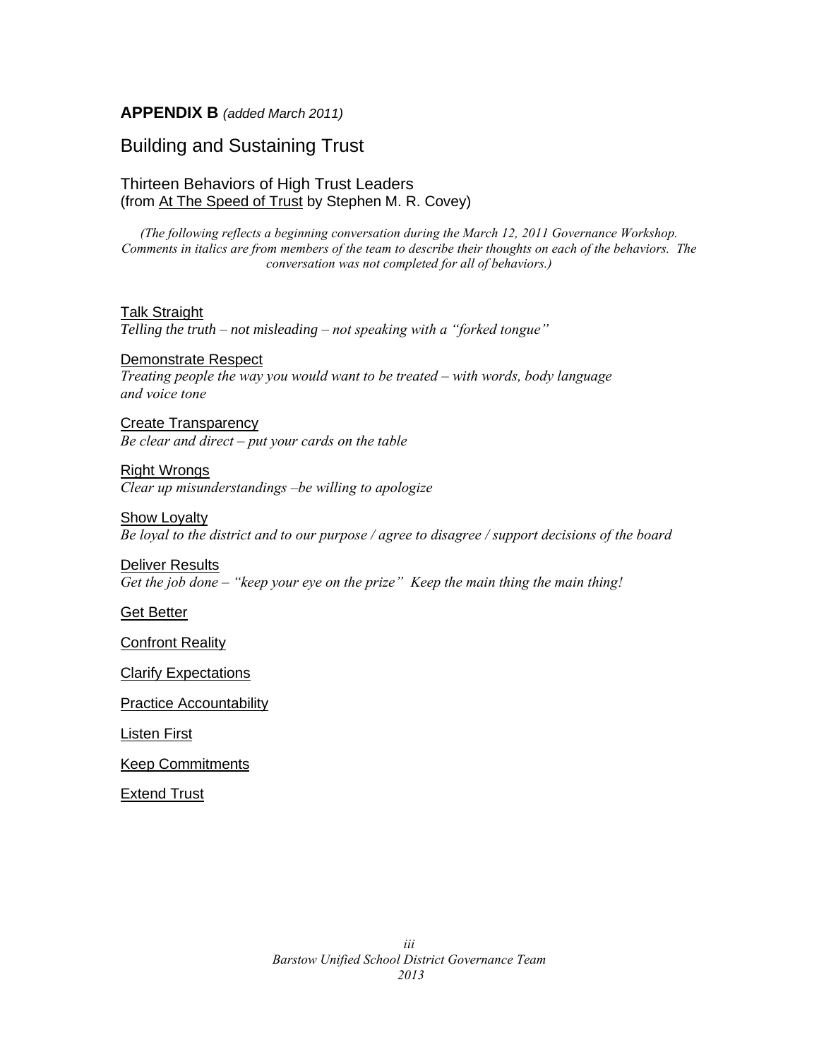**APPENDIX B** *(added March 2011)*

## Building and Sustaining Trust

### Thirteen Behaviors of High Trust Leaders
(from At The Speed of Trust by Stephen M. R. Covey)

*(The following reflects a beginning conversation during the March 12, 2011 Governance Workshop. Comments in italics are from members of the team to describe their thoughts on each of the behaviors. The conversation was not completed for all of behaviors.)*

Talk Straight
*Telling the truth – not misleading – not speaking with a "forked tongue"*

Demonstrate Respect
*Treating people the way you would want to be treated – with words, body language and voice tone*

Create Transparency
*Be clear and direct – put your cards on the table*

Right Wrongs
*Clear up misunderstandings –be willing to apologize*

Show Loyalty
*Be loyal to the district and to our purpose / agree to disagree / support decisions of the board*

Deliver Results
*Get the job done – "keep your eye on the prize" Keep the main thing the main thing!*

Get Better

Confront Reality

Clarify Expectations

Practice Accountability

Listen First

Keep Commitments

Extend Trust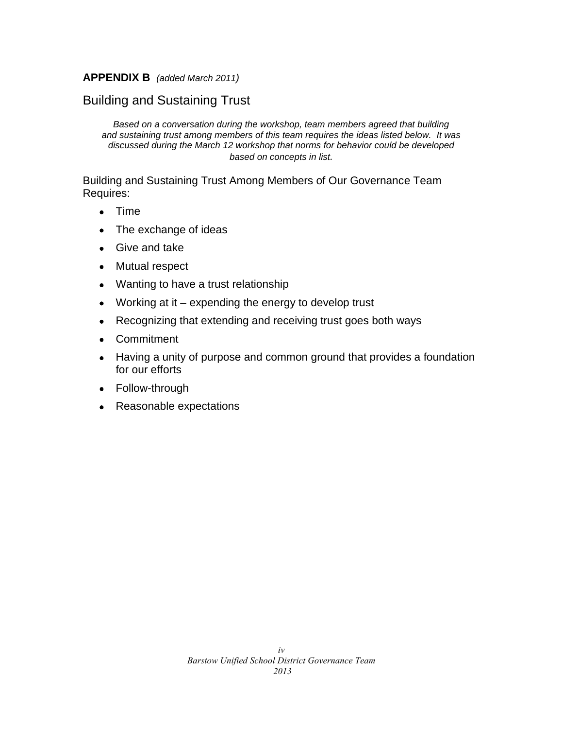**APPENDIX B** *(added March 2011)*

## Building and Sustaining Trust

*Based on a conversation during the workshop, team members agreed that building and sustaining trust among members of this team requires the ideas listed below. It was discussed during the March 12 workshop that norms for behavior could be developed based on concepts in list.*

Building and Sustaining Trust Among Members of Our Governance Team Requires:

- Time
- The exchange of ideas
- Give and take
- Mutual respect
- Wanting to have a trust relationship
- Working at it – expending the energy to develop trust
- Recognizing that extending and receiving trust goes both ways
- Commitment
- Having a unity of purpose and common ground that provides a foundation for our efforts
- Follow-through
- Reasonable expectations